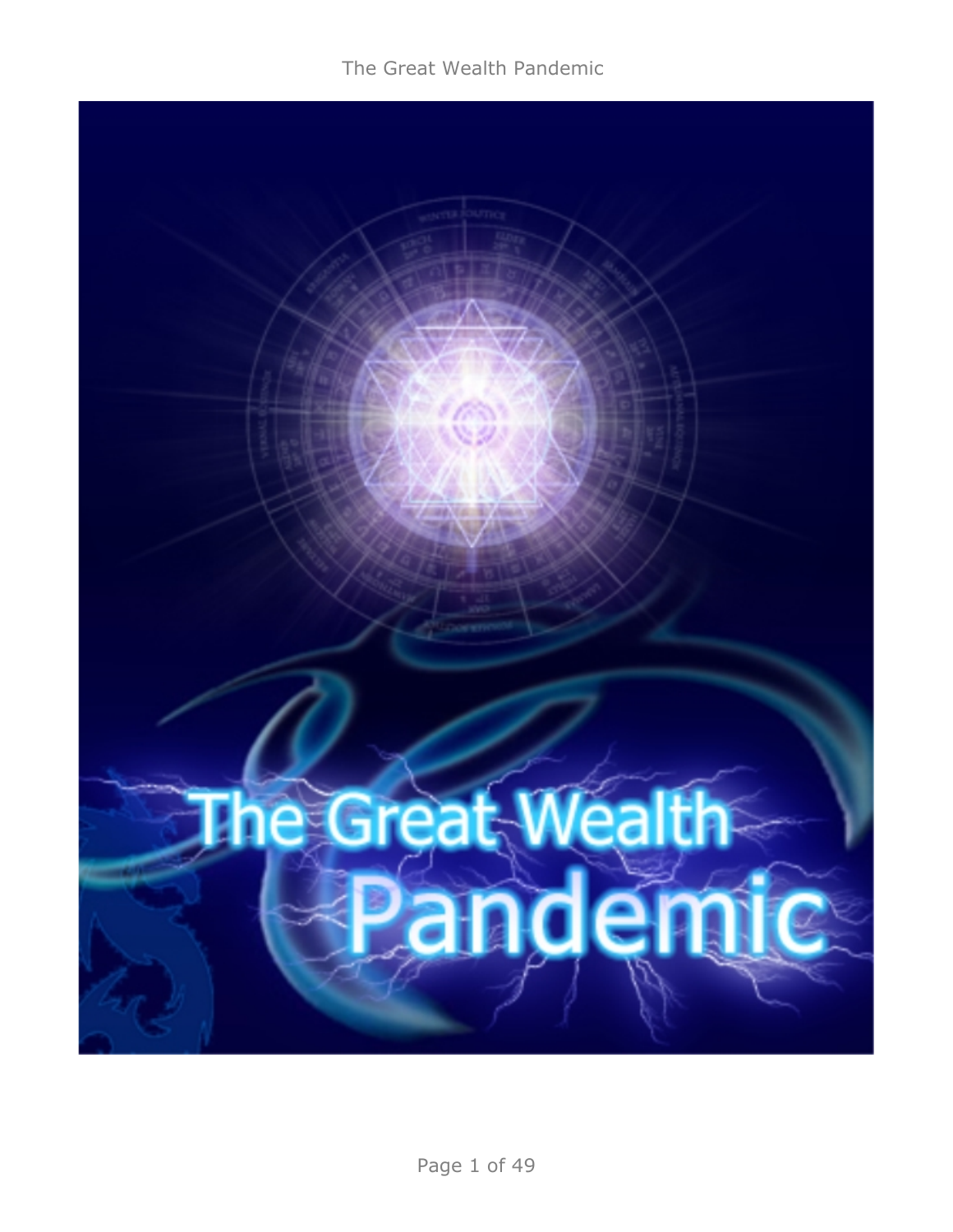# The Great Wealth Pandemic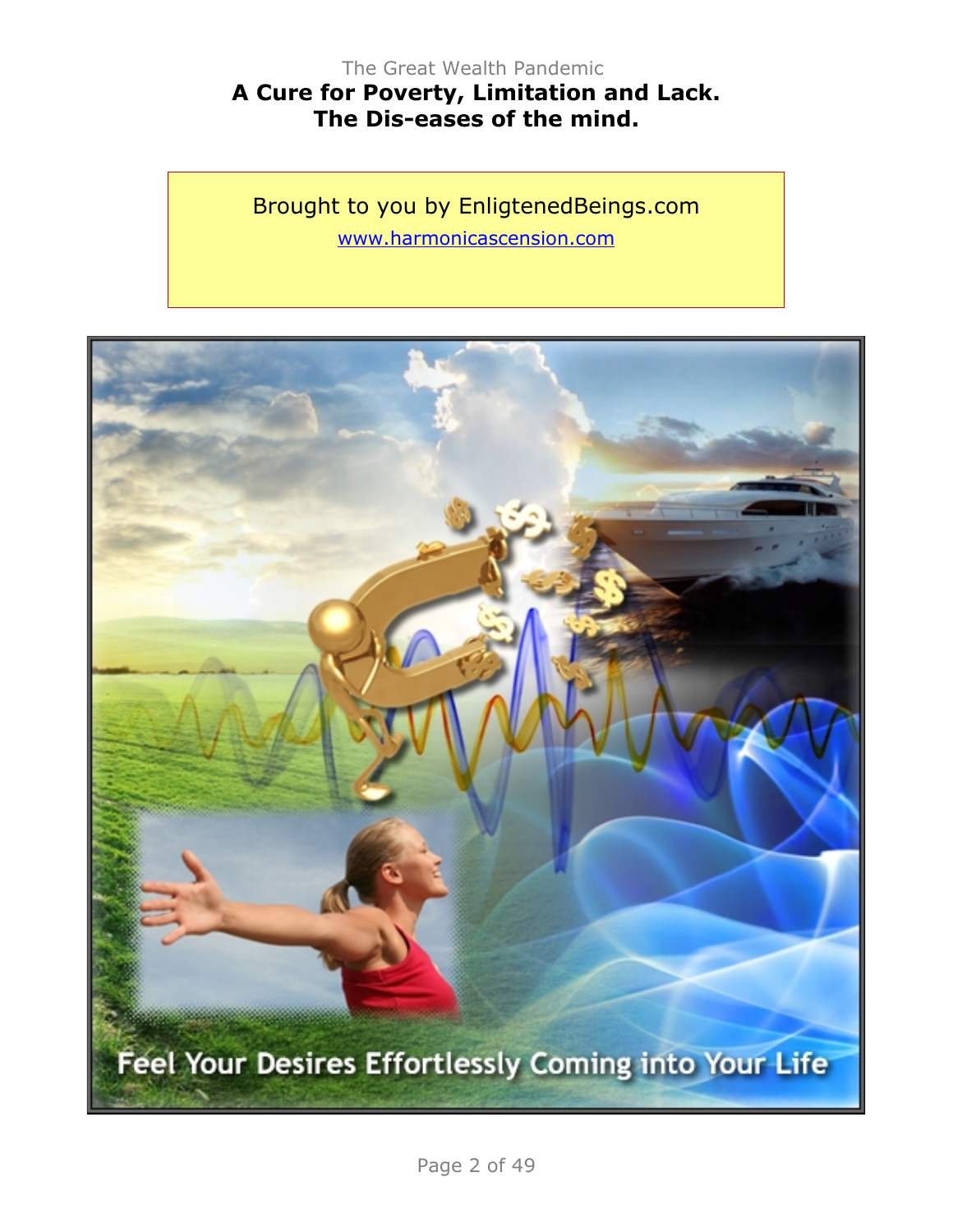The Great Wealth Pandemic

# A Cure for Poverty, Limitation and Lack.
# The Dis-eases of the mind.

Brought to you by EnligtenedBeings.com

[www.harmonicascension.com](http://www.harmonicascension.com)

Feel Your Desires Effortlessly Coming into Your Life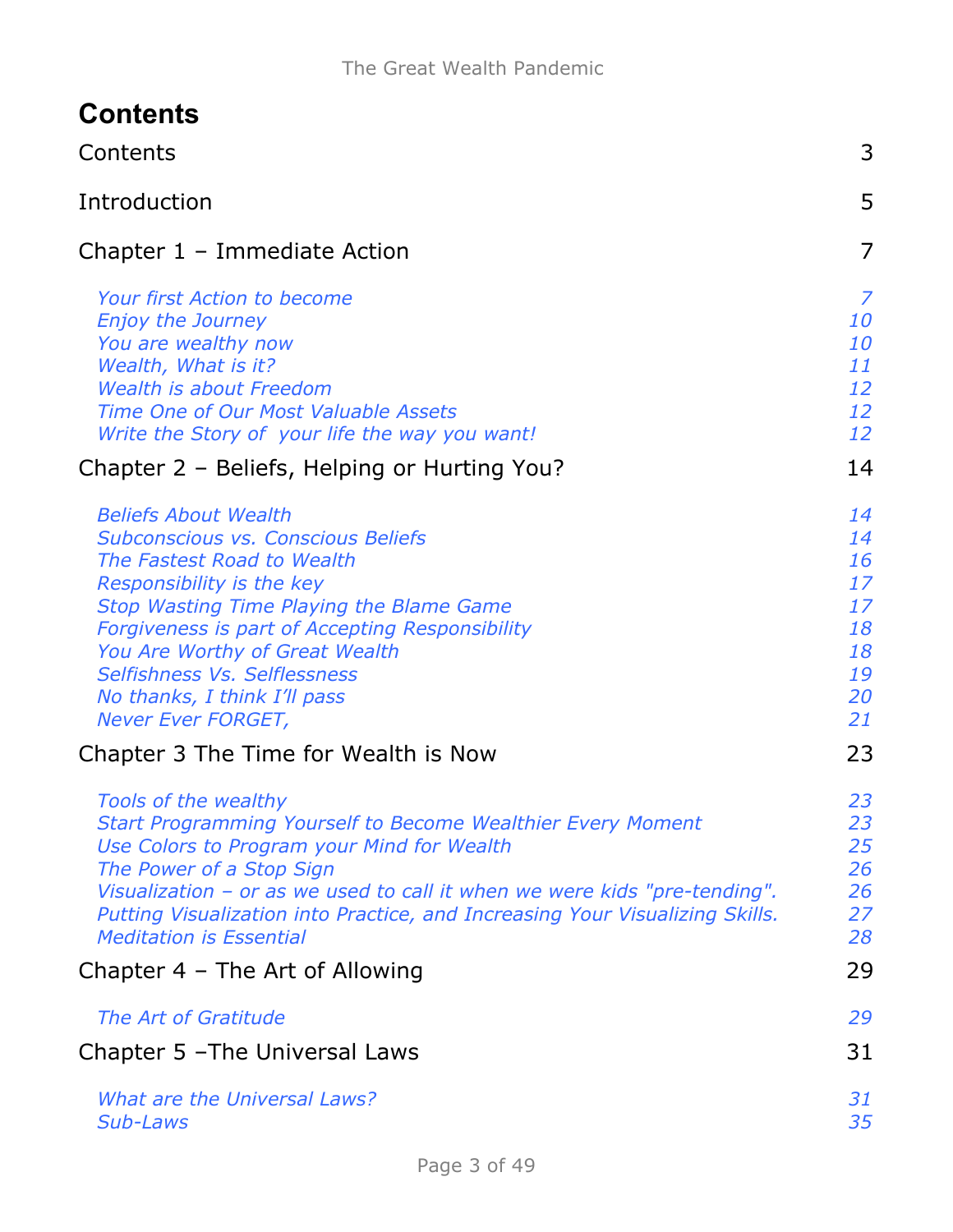# Contents

| | |
|---|---|
| Contents | 3 |
| Introduction | 5 |
| Chapter 1 – Immediate Action | 7 |
| *Your first Action to become* | *7* |
| *Enjoy the Journey* | *10* |
| *You are wealthy now* | *10* |
| *Wealth, What is it?* | *11* |
| *Wealth is about Freedom* | *12* |
| *Time One of Our Most Valuable Assets* | *12* |
| *Write the Story of  your life the way you want!* | *12* |
| Chapter 2 – Beliefs, Helping or Hurting You? | 14 |
| *Beliefs About Wealth* | *14* |
| *Subconscious vs. Conscious Beliefs* | *14* |
| *The Fastest Road to Wealth* | *16* |
| *Responsibility is the key* | *17* |
| *Stop Wasting Time Playing the Blame Game* | *17* |
| *Forgiveness is part of Accepting Responsibility* | *18* |
| *You Are Worthy of Great Wealth* | *18* |
| *Selfishness Vs. Selflessness* | *19* |
| *No thanks, I think I'll pass* | *20* |
| *Never Ever FORGET,* | *21* |
| Chapter 3 The Time for Wealth is Now | 23 |
| *Tools of the wealthy* | *23* |
| *Start Programming Yourself to Become Wealthier Every Moment* | *23* |
| *Use Colors to Program your Mind for Wealth* | *25* |
| *The Power of a Stop Sign* | *26* |
| *Visualization – or as we used to call it when we were kids "pre-tending".* | *26* |
| *Putting Visualization into Practice, and Increasing Your Visualizing Skills.* | *27* |
| *Meditation is Essential* | *28* |
| Chapter 4 – The Art of Allowing | 29 |
| *The Art of Gratitude* | *29* |
| Chapter 5 –The Universal Laws | 31 |
| *What are the Universal Laws?* | *31* |
| *Sub-Laws* | *35* |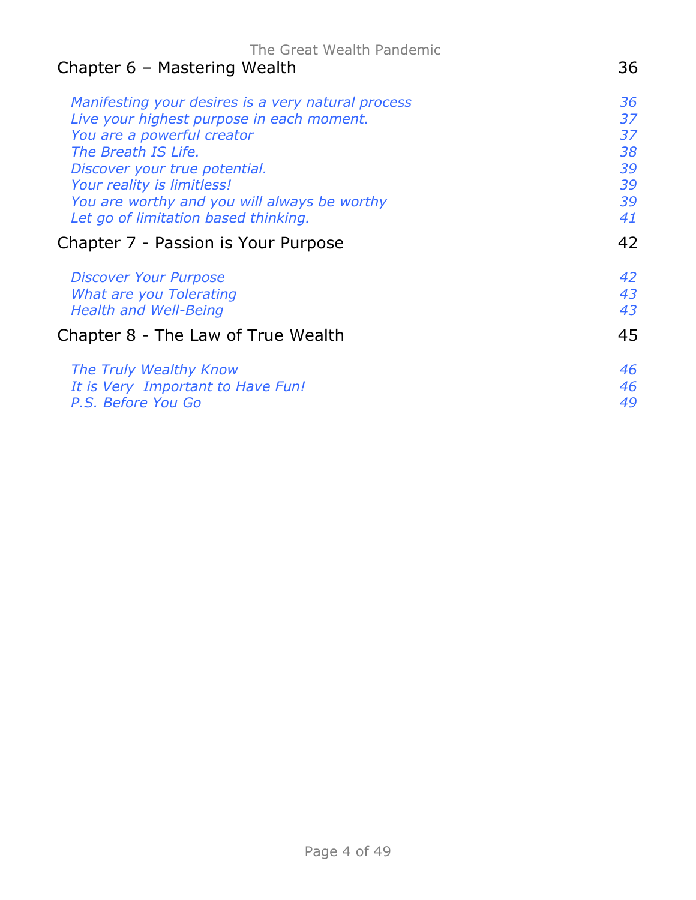Chapter 6 – Mastering Wealth 36

*Manifesting your desires is a very natural process* 36
*Live your highest purpose in each moment.* 37
*You are a powerful creator* 37
*The Breath IS Life.* 38
*Discover your true potential.* 39
*Your reality is limitless!* 39
*You are worthy and you will always be worthy* 39
*Let go of limitation based thinking.* 41

Chapter 7 - Passion is Your Purpose 42

*Discover Your Purpose* 42
*What are you Tolerating* 43
*Health and Well-Being* 43

Chapter 8 - The Law of True Wealth 45

*The Truly Wealthy Know* 46
*It is Very  Important to Have Fun!* 46
*P.S. Before You Go* 49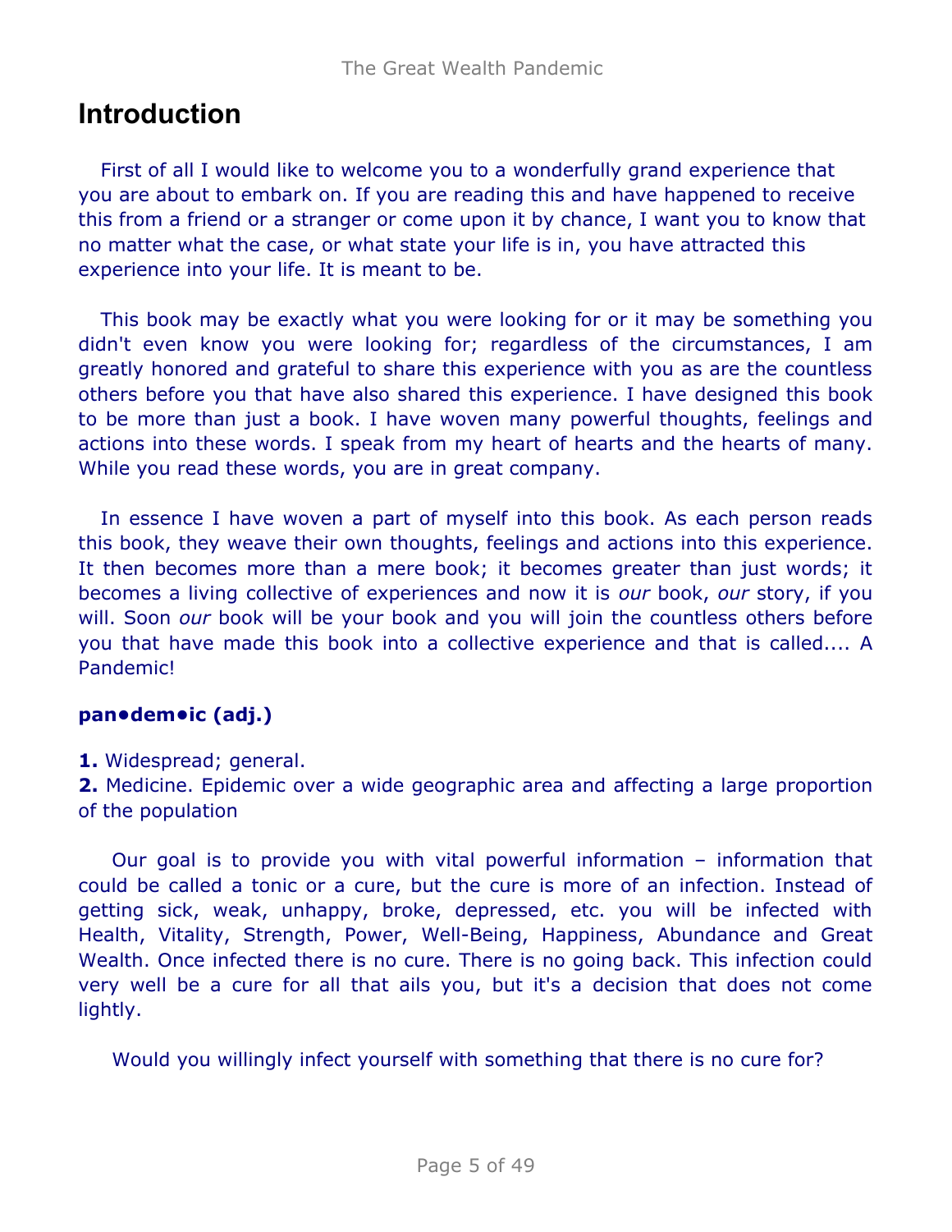# Introduction

First of all I would like to welcome you to a wonderfully grand experience that you are about to embark on. If you are reading this and have happened to receive this from a friend or a stranger or come upon it by chance, I want you to know that no matter what the case, or what state your life is in, you have attracted this experience into your life. It is meant to be.

This book may be exactly what you were looking for or it may be something you didn't even know you were looking for; regardless of the circumstances, I am greatly honored and grateful to share this experience with you as are the countless others before you that have also shared this experience. I have designed this book to be more than just a book. I have woven many powerful thoughts, feelings and actions into these words. I speak from my heart of hearts and the hearts of many. While you read these words, you are in great company.

In essence I have woven a part of myself into this book. As each person reads this book, they weave their own thoughts, feelings and actions into this experience. It then becomes more than a mere book; it becomes greater than just words; it becomes a living collective of experiences and now it is *our* book, *our* story, if you will. Soon *our* book will be your book and you will join the countless others before you that have made this book into a collective experience and that is called.... A Pandemic!

**pan•dem•ic (adj.)**

**1.** Widespread; general.
**2.** Medicine. Epidemic over a wide geographic area and affecting a large proportion of the population

Our goal is to provide you with vital powerful information – information that could be called a tonic or a cure, but the cure is more of an infection. Instead of getting sick, weak, unhappy, broke, depressed, etc. you will be infected with Health, Vitality, Strength, Power, Well-Being, Happiness, Abundance and Great Wealth. Once infected there is no cure. There is no going back. This infection could very well be a cure for all that ails you, but it's a decision that does not come lightly.

Would you willingly infect yourself with something that there is no cure for?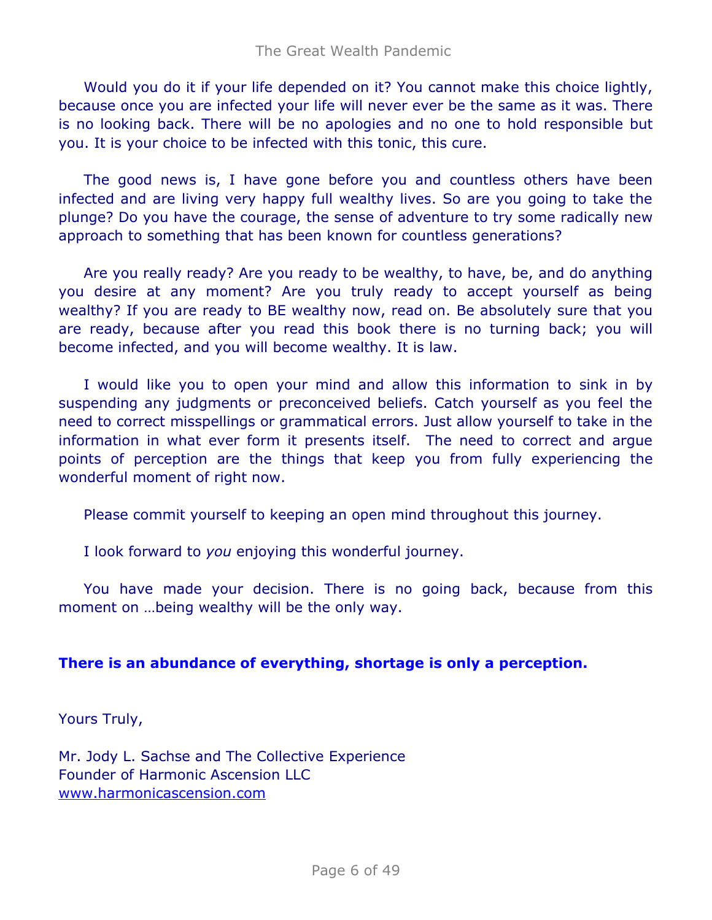Would you do it if your life depended on it? You cannot make this choice lightly, because once you are infected your life will never ever be the same as it was. There is no looking back. There will be no apologies and no one to hold responsible but you. It is your choice to be infected with this tonic, this cure.

The good news is, I have gone before you and countless others have been infected and are living very happy full wealthy lives. So are you going to take the plunge? Do you have the courage, the sense of adventure to try some radically new approach to something that has been known for countless generations?

Are you really ready? Are you ready to be wealthy, to have, be, and do anything you desire at any moment? Are you truly ready to accept yourself as being wealthy? If you are ready to BE wealthy now, read on. Be absolutely sure that you are ready, because after you read this book there is no turning back; you will become infected, and you will become wealthy. It is law.

I would like you to open your mind and allow this information to sink in by suspending any judgments or preconceived beliefs. Catch yourself as you feel the need to correct misspellings or grammatical errors. Just allow yourself to take in the information in what ever form it presents itself. The need to correct and argue points of perception are the things that keep you from fully experiencing the wonderful moment of right now.

Please commit yourself to keeping an open mind throughout this journey.

I look forward to *you* enjoying this wonderful journey.

You have made your decision. There is no going back, because from this moment on …being wealthy will be the only way.

**There is an abundance of everything, shortage is only a perception.**

Yours Truly,

Mr. Jody L. Sachse and The Collective Experience
Founder of Harmonic Ascension LLC
www.harmonicascension.com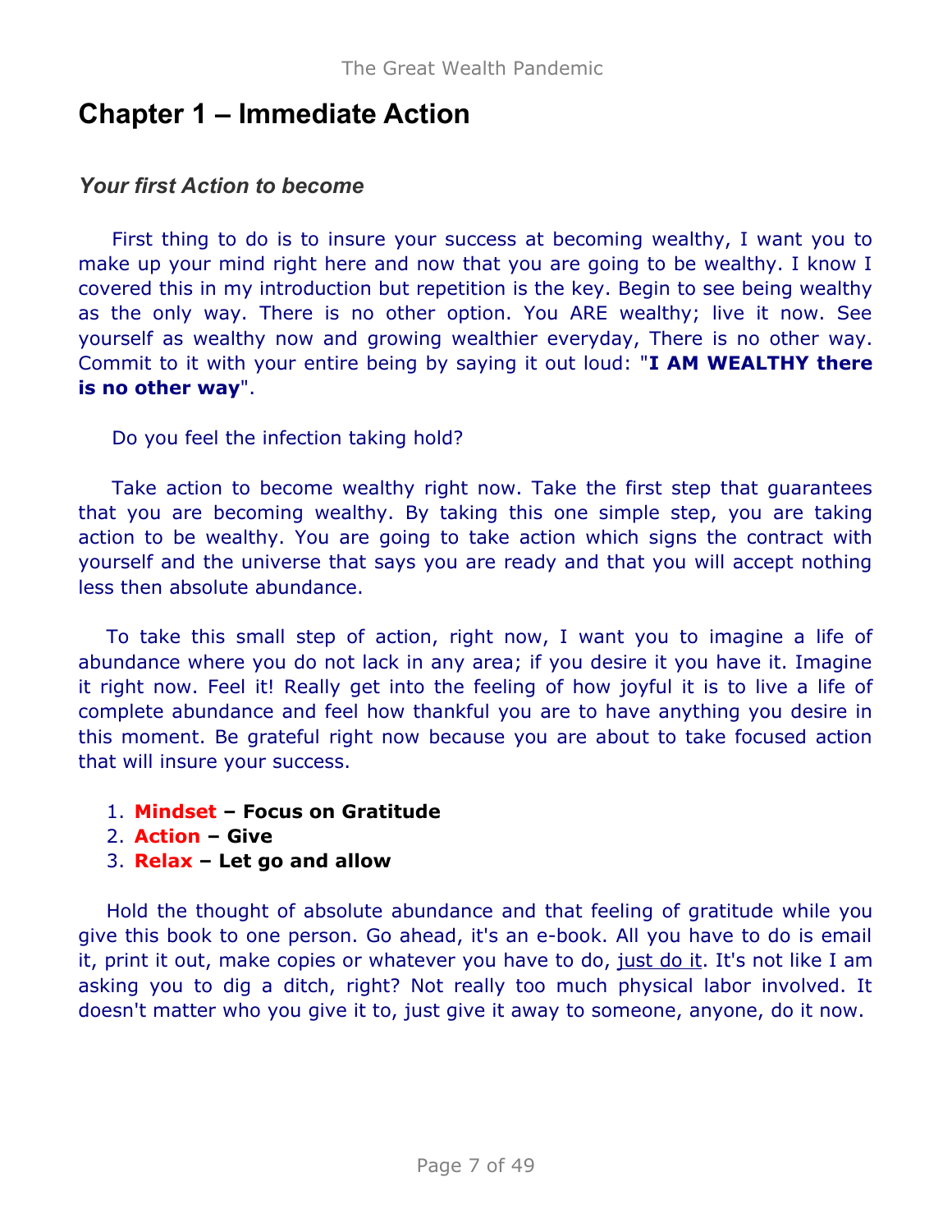# Chapter 1 – Immediate Action

### *Your first Action to become*

First thing to do is to insure your success at becoming wealthy, I want you to make up your mind right here and now that you are going to be wealthy. I know I covered this in my introduction but repetition is the key. Begin to see being wealthy as the only way. There is no other option. You ARE wealthy; live it now. See yourself as wealthy now and growing wealthier everyday, There is no other way. Commit to it with your entire being by saying it out loud: "**I AM WEALTHY there is no other way**".

Do you feel the infection taking hold?

Take action to become wealthy right now. Take the first step that guarantees that you are becoming wealthy. By taking this one simple step, you are taking action to be wealthy. You are going to take action which signs the contract with yourself and the universe that says you are ready and that you will accept nothing less then absolute abundance.

To take this small step of action, right now, I want you to imagine a life of abundance where you do not lack in any area; if you desire it you have it. Imagine it right now. Feel it! Really get into the feeling of how joyful it is to live a life of complete abundance and feel how thankful you are to have anything you desire in this moment. Be grateful right now because you are about to take focused action that will insure your success.

1. **Mindset – Focus on Gratitude**
2. **Action – Give**
3. **Relax – Let go and allow**

Hold the thought of absolute abundance and that feeling of gratitude while you give this book to one person. Go ahead, it's an e-book. All you have to do is email it, print it out, make copies or whatever you have to do, just do it. It's not like I am asking you to dig a ditch, right? Not really too much physical labor involved. It doesn't matter who you give it to, just give it away to someone, anyone, do it now.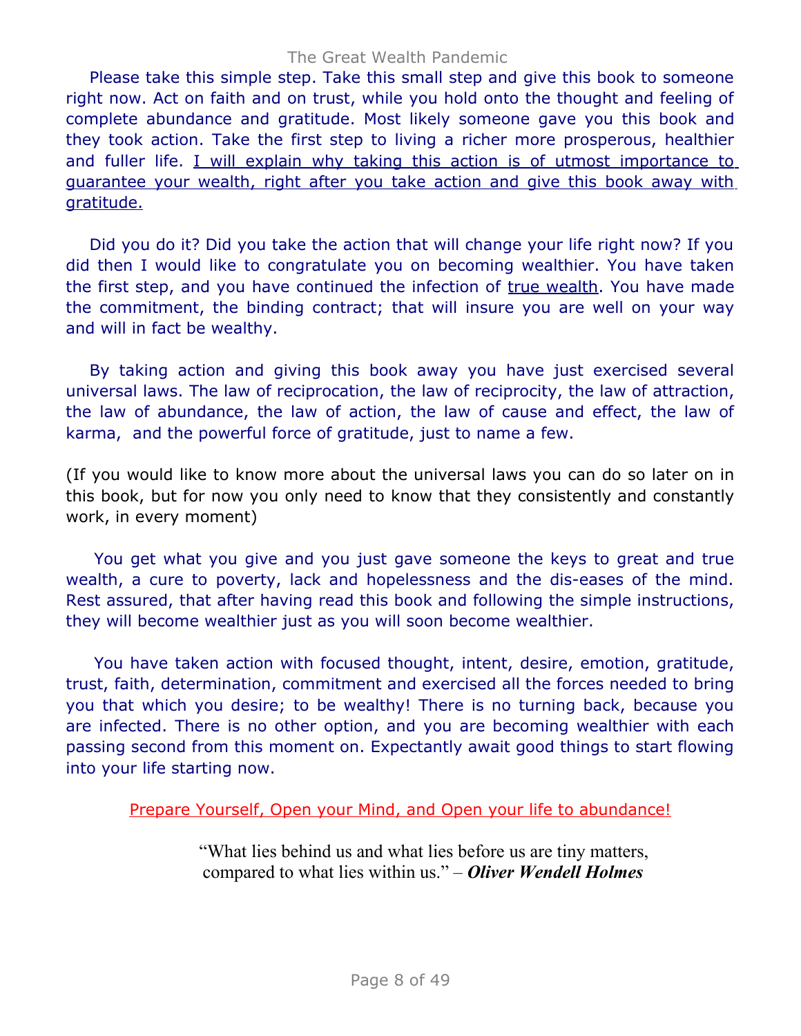Please take this simple step. Take this small step and give this book to someone right now. Act on faith and on trust, while you hold onto the thought and feeling of complete abundance and gratitude. Most likely someone gave you this book and they took action. Take the first step to living a richer more prosperous, healthier and fuller life. <u>I will explain why taking this action is of utmost importance to guarantee your wealth, right after you take action and give this book away with gratitude.</u>

Did you do it? Did you take the action that will change your life right now? If you did then I would like to congratulate you on becoming wealthier. You have taken the first step, and you have continued the infection of <u>true wealth</u>. You have made the commitment, the binding contract; that will insure you are well on your way and will in fact be wealthy.

By taking action and giving this book away you have just exercised several universal laws. The law of reciprocation, the law of reciprocity, the law of attraction, the law of abundance, the law of action, the law of cause and effect, the law of karma, and the powerful force of gratitude, just to name a few.

(If you would like to know more about the universal laws you can do so later on in this book, but for now you only need to know that they consistently and constantly work, in every moment)

You get what you give and you just gave someone the keys to great and true wealth, a cure to poverty, lack and hopelessness and the dis-eases of the mind. Rest assured, that after having read this book and following the simple instructions, they will become wealthier just as you will soon become wealthier.

You have taken action with focused thought, intent, desire, emotion, gratitude, trust, faith, determination, commitment and exercised all the forces needed to bring you that which you desire; to be wealthy! There is no turning back, because you are infected. There is no other option, and you are becoming wealthier with each passing second from this moment on. Expectantly await good things to start flowing into your life starting now.

<u>Prepare Yourself, Open your Mind, and Open your life to abundance!</u>

"What lies behind us and what lies before us are tiny matters, compared to what lies within us." – ***Oliver Wendell Holmes***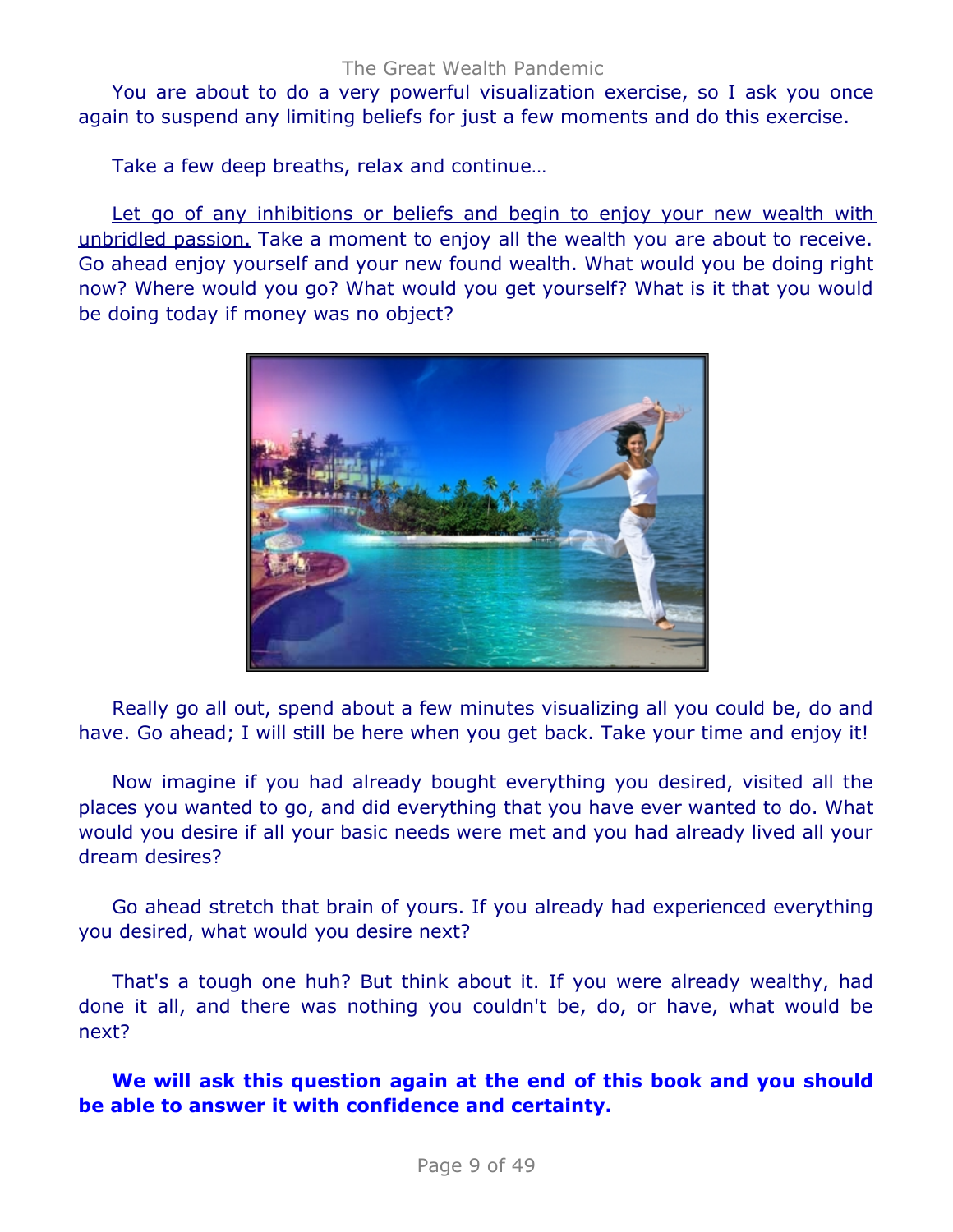You are about to do a very powerful visualization exercise, so I ask you once again to suspend any limiting beliefs for just a few moments and do this exercise.

Take a few deep breaths, relax and continue…

<u>Let go of any inhibitions or beliefs and begin to enjoy your new wealth with unbridled passion.</u> Take a moment to enjoy all the wealth you are about to receive. Go ahead enjoy yourself and your new found wealth. What would you be doing right now? Where would you go? What would you get yourself? What is it that you would be doing today if money was no object?

Really go all out, spend about a few minutes visualizing all you could be, do and have. Go ahead; I will still be here when you get back. Take your time and enjoy it!

Now imagine if you had already bought everything you desired, visited all the places you wanted to go, and did everything that you have ever wanted to do. What would you desire if all your basic needs were met and you had already lived all your dream desires?

Go ahead stretch that brain of yours. If you already had experienced everything you desired, what would you desire next?

That's a tough one huh? But think about it. If you were already wealthy, had done it all, and there was nothing you couldn't be, do, or have, what would be next?

**We will ask this question again at the end of this book and you should be able to answer it with confidence and certainty.**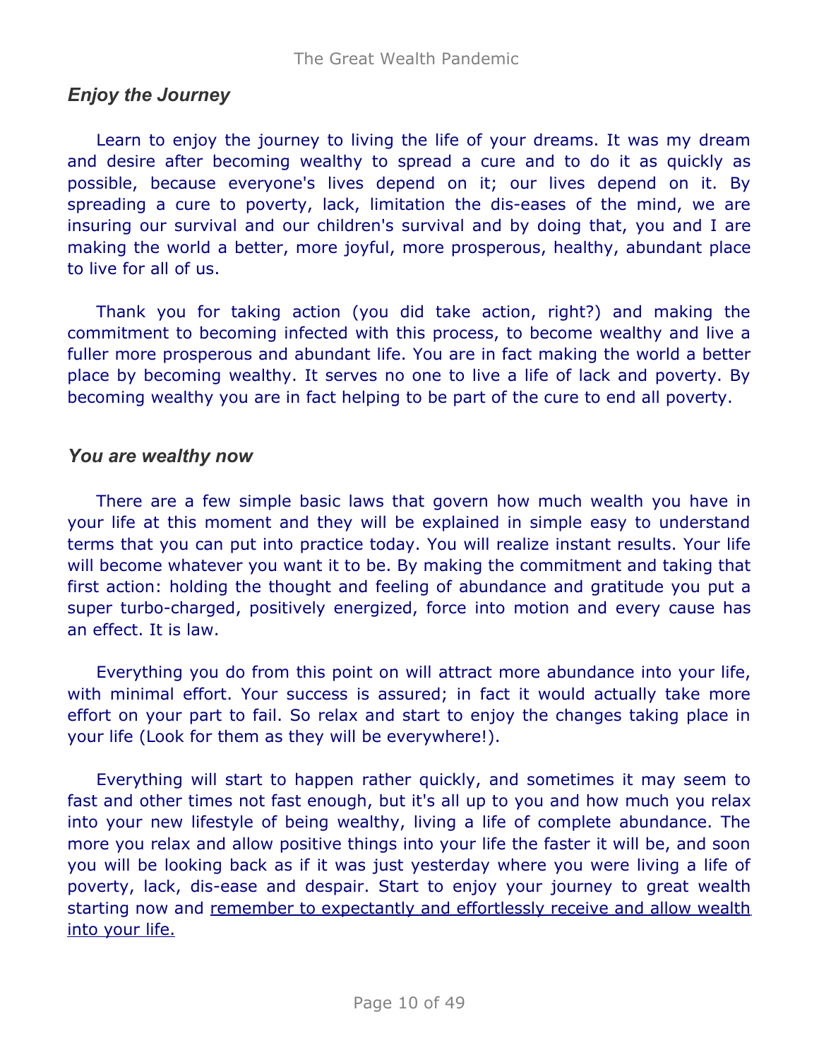### *Enjoy the Journey*

Learn to enjoy the journey to living the life of your dreams. It was my dream and desire after becoming wealthy to spread a cure and to do it as quickly as possible, because everyone's lives depend on it; our lives depend on it. By spreading a cure to poverty, lack, limitation the dis-eases of the mind, we are insuring our survival and our children's survival and by doing that, you and I are making the world a better, more joyful, more prosperous, healthy, abundant place to live for all of us.

Thank you for taking action (you did take action, right?) and making the commitment to becoming infected with this process, to become wealthy and live a fuller more prosperous and abundant life. You are in fact making the world a better place by becoming wealthy. It serves no one to live a life of lack and poverty. By becoming wealthy you are in fact helping to be part of the cure to end all poverty.

### *You are wealthy now*

There are a few simple basic laws that govern how much wealth you have in your life at this moment and they will be explained in simple easy to understand terms that you can put into practice today. You will realize instant results. Your life will become whatever you want it to be. By making the commitment and taking that first action: holding the thought and feeling of abundance and gratitude you put a super turbo-charged, positively energized, force into motion and every cause has an effect. It is law.

Everything you do from this point on will attract more abundance into your life, with minimal effort. Your success is assured; in fact it would actually take more effort on your part to fail. So relax and start to enjoy the changes taking place in your life (Look for them as they will be everywhere!).

Everything will start to happen rather quickly, and sometimes it may seem to fast and other times not fast enough, but it's all up to you and how much you relax into your new lifestyle of being wealthy, living a life of complete abundance. The more you relax and allow positive things into your life the faster it will be, and soon you will be looking back as if it was just yesterday where you were living a life of poverty, lack, dis-ease and despair. Start to enjoy your journey to great wealth starting now and <u>remember to expectantly and effortlessly receive and allow wealth into your life.</u>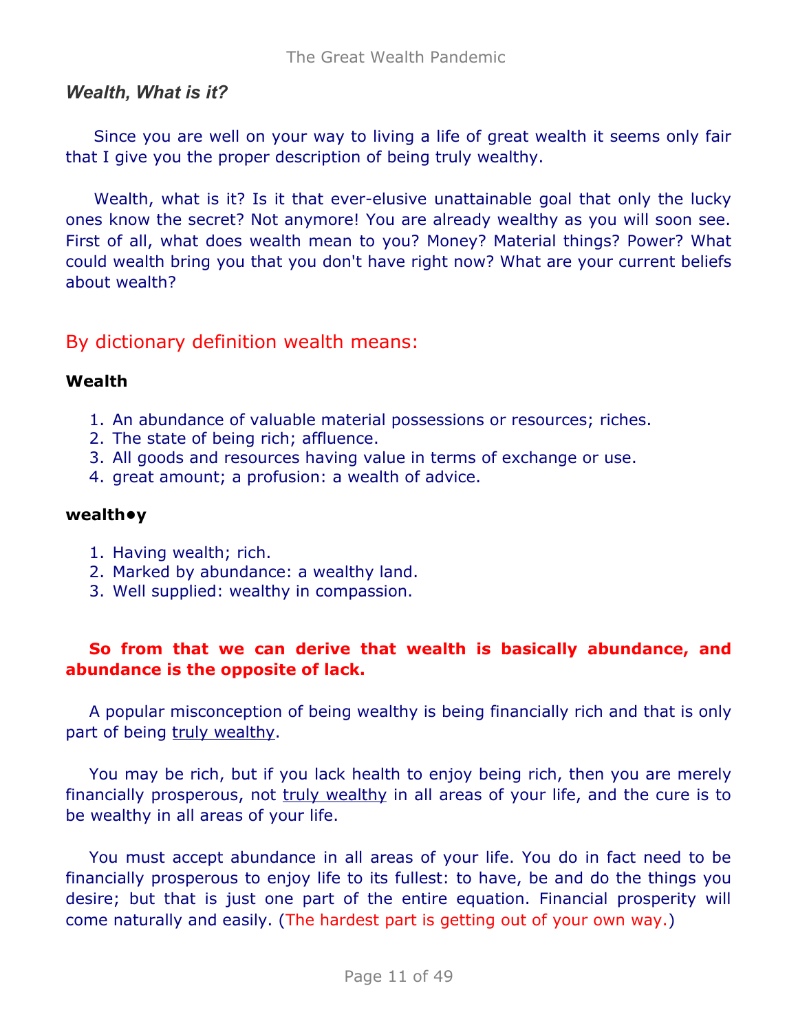## *Wealth, What is it?*

Since you are well on your way to living a life of great wealth it seems only fair that I give you the proper description of being truly wealthy.

Wealth, what is it? Is it that ever-elusive unattainable goal that only the lucky ones know the secret? Not anymore! You are already wealthy as you will soon see. First of all, what does wealth mean to you? Money? Material things? Power? What could wealth bring you that you don't have right now? What are your current beliefs about wealth?

### By dictionary definition wealth means:

**Wealth**

1. An abundance of valuable material possessions or resources; riches.
2. The state of being rich; affluence.
3. All goods and resources having value in terms of exchange or use.
4. great amount; a profusion: a wealth of advice.

**wealth•y**

1. Having wealth; rich.
2. Marked by abundance: a wealthy land.
3. Well supplied: wealthy in compassion.

**So from that we can derive that wealth is basically abundance, and abundance is the opposite of lack.**

A popular misconception of being wealthy is being financially rich and that is only part of being truly wealthy.

You may be rich, but if you lack health to enjoy being rich, then you are merely financially prosperous, not truly wealthy in all areas of your life, and the cure is to be wealthy in all areas of your life.

You must accept abundance in all areas of your life. You do in fact need to be financially prosperous to enjoy life to its fullest: to have, be and do the things you desire; but that is just one part of the entire equation. Financial prosperity will come naturally and easily. (The hardest part is getting out of your own way.)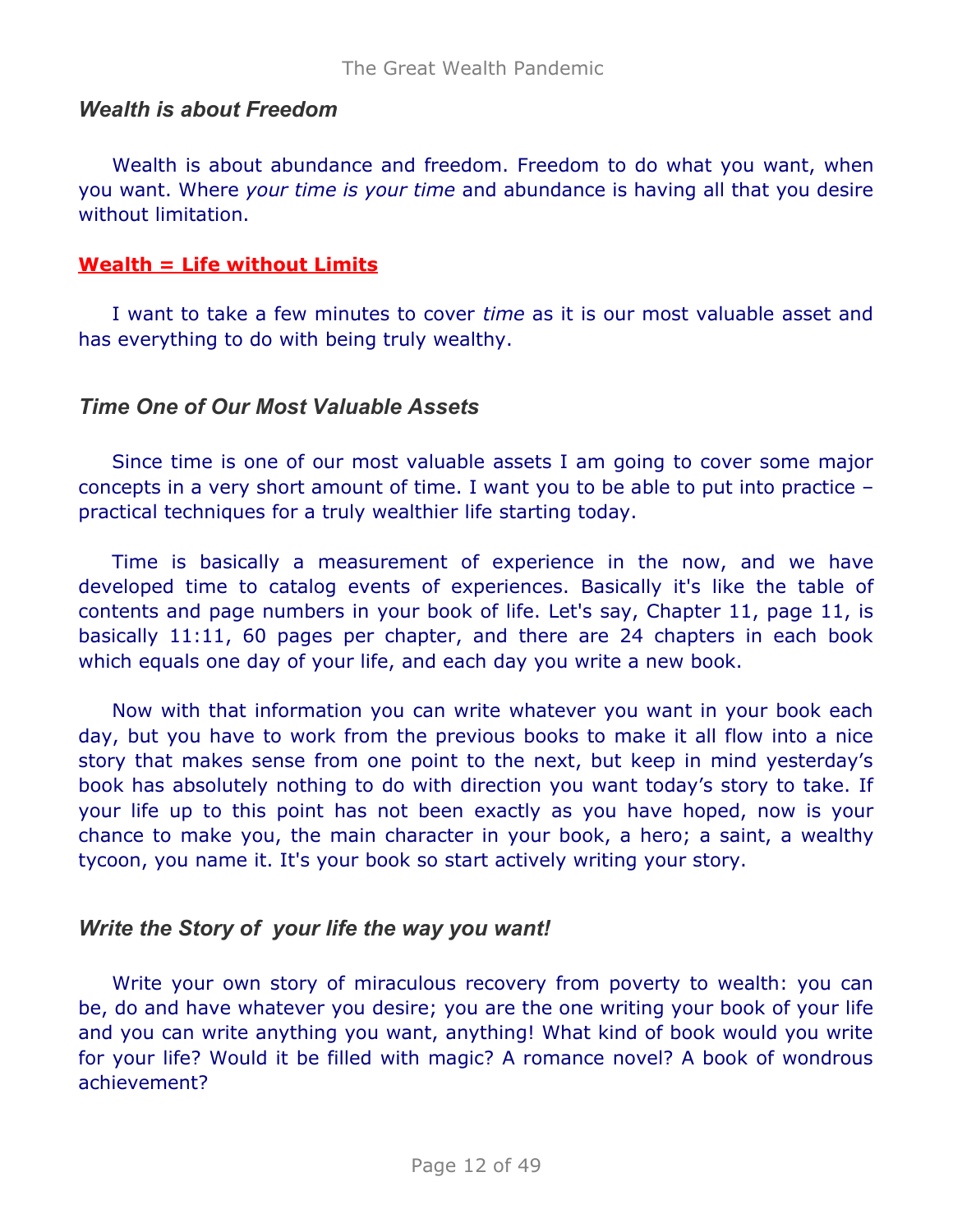### *Wealth is about Freedom*

Wealth is about abundance and freedom. Freedom to do what you want, when you want. Where *your time is your time* and abundance is having all that you desire without limitation.

**Wealth = Life without Limits**

I want to take a few minutes to cover *time* as it is our most valuable asset and has everything to do with being truly wealthy.

### *Time One of Our Most Valuable Assets*

Since time is one of our most valuable assets I am going to cover some major concepts in a very short amount of time. I want you to be able to put into practice – practical techniques for a truly wealthier life starting today.

Time is basically a measurement of experience in the now, and we have developed time to catalog events of experiences. Basically it's like the table of contents and page numbers in your book of life. Let's say, Chapter 11, page 11, is basically 11:11, 60 pages per chapter, and there are 24 chapters in each book which equals one day of your life, and each day you write a new book.

Now with that information you can write whatever you want in your book each day, but you have to work from the previous books to make it all flow into a nice story that makes sense from one point to the next, but keep in mind yesterday's book has absolutely nothing to do with direction you want today's story to take. If your life up to this point has not been exactly as you have hoped, now is your chance to make you, the main character in your book, a hero; a saint, a wealthy tycoon, you name it. It's your book so start actively writing your story.

### *Write the Story of your life the way you want!*

Write your own story of miraculous recovery from poverty to wealth: you can be, do and have whatever you desire; you are the one writing your book of your life and you can write anything you want, anything! What kind of book would you write for your life? Would it be filled with magic? A romance novel? A book of wondrous achievement?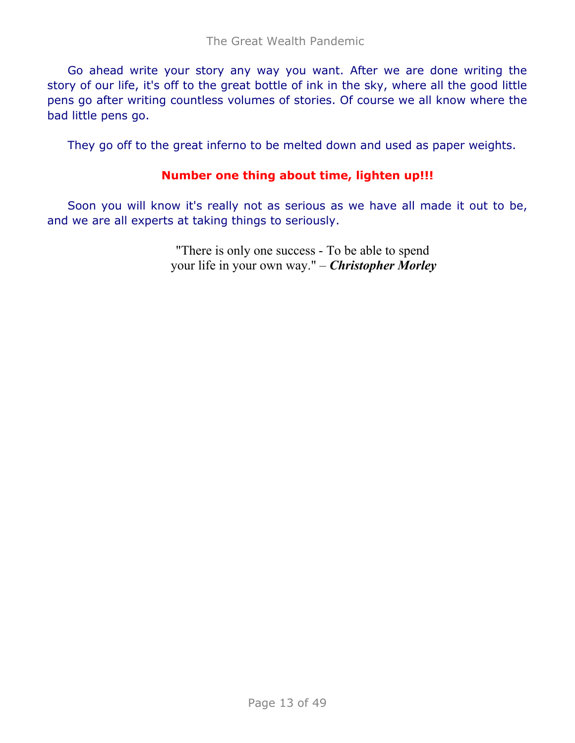Go ahead write your story any way you want. After we are done writing the story of our life, it's off to the great bottle of ink in the sky, where all the good little pens go after writing countless volumes of stories. Of course we all know where the bad little pens go.

They go off to the great inferno to be melted down and used as paper weights.

**Number one thing about time, lighten up!!!**

Soon you will know it's really not as serious as we have all made it out to be, and we are all experts at taking things to seriously.

"There is only one success - To be able to spend your life in your own way." – ***Christopher Morley***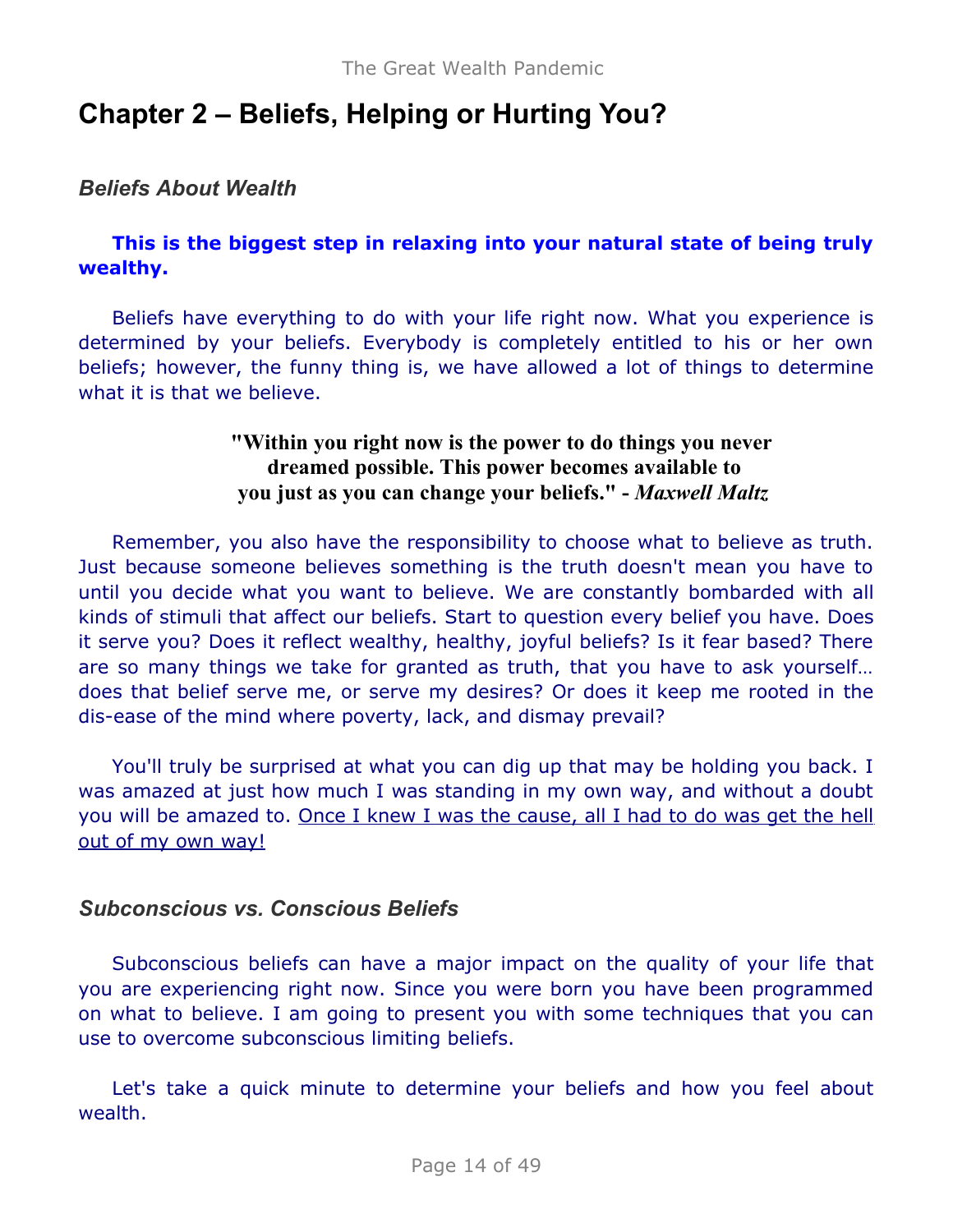# Chapter 2 – Beliefs, Helping or Hurting You?

### *Beliefs About Wealth*

**This is the biggest step in relaxing into your natural state of being truly wealthy.**

Beliefs have everything to do with your life right now. What you experience is determined by your beliefs. Everybody is completely entitled to his or her own beliefs; however, the funny thing is, we have allowed a lot of things to determine what it is that we believe.

> **"Within you right now is the power to do things you never dreamed possible. This power becomes available to you just as you can change your beliefs." - *Maxwell Maltz***

Remember, you also have the responsibility to choose what to believe as truth. Just because someone believes something is the truth doesn't mean you have to until you decide what you want to believe. We are constantly bombarded with all kinds of stimuli that affect our beliefs. Start to question every belief you have. Does it serve you? Does it reflect wealthy, healthy, joyful beliefs? Is it fear based? There are so many things we take for granted as truth, that you have to ask yourself… does that belief serve me, or serve my desires? Or does it keep me rooted in the dis-ease of the mind where poverty, lack, and dismay prevail?

You'll truly be surprised at what you can dig up that may be holding you back. I was amazed at just how much I was standing in my own way, and without a doubt you will be amazed to. <u>Once I knew I was the cause, all I had to do was get the hell out of my own way!</u>

### *Subconscious vs. Conscious Beliefs*

Subconscious beliefs can have a major impact on the quality of your life that you are experiencing right now. Since you were born you have been programmed on what to believe. I am going to present you with some techniques that you can use to overcome subconscious limiting beliefs.

Let's take a quick minute to determine your beliefs and how you feel about wealth.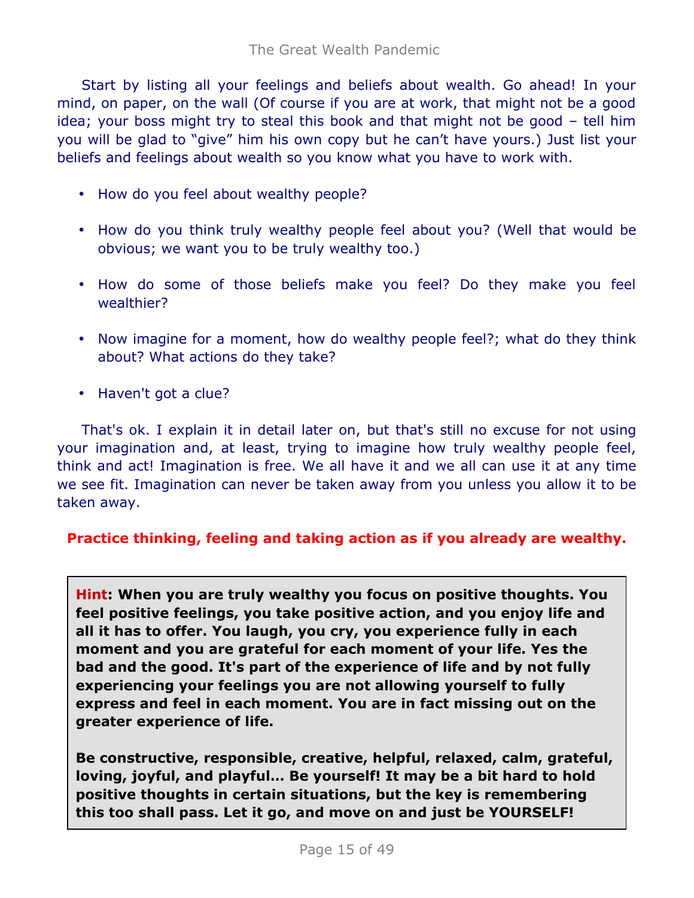Start by listing all your feelings and beliefs about wealth. Go ahead! In your mind, on paper, on the wall (Of course if you are at work, that might not be a good idea; your boss might try to steal this book and that might not be good – tell him you will be glad to "give" him his own copy but he can't have yours.) Just list your beliefs and feelings about wealth so you know what you have to work with.

- How do you feel about wealthy people?
- How do you think truly wealthy people feel about you? (Well that would be obvious; we want you to be truly wealthy too.)
- How do some of those beliefs make you feel? Do they make you feel wealthier?
- Now imagine for a moment, how do wealthy people feel?; what do they think about? What actions do they take?
- Haven't got a clue?

That's ok. I explain it in detail later on, but that's still no excuse for not using your imagination and, at least, trying to imagine how truly wealthy people feel, think and act! Imagination is free. We all have it and we all can use it at any time we see fit. Imagination can never be taken away from you unless you allow it to be taken away.

**Practice thinking, feeling and taking action as if you already are wealthy.**

> **Hint: When you are truly wealthy you focus on positive thoughts. You feel positive feelings, you take positive action, and you enjoy life and all it has to offer. You laugh, you cry, you experience fully in each moment and you are grateful for each moment of your life. Yes the bad and the good. It's part of the experience of life and by not fully experiencing your feelings you are not allowing yourself to fully express and feel in each moment. You are in fact missing out on the greater experience of life.**
>
> **Be constructive, responsible, creative, helpful, relaxed, calm, grateful, loving, joyful, and playful... Be yourself! It may be a bit hard to hold positive thoughts in certain situations, but the key is remembering this too shall pass. Let it go, and move on and just be YOURSELF!**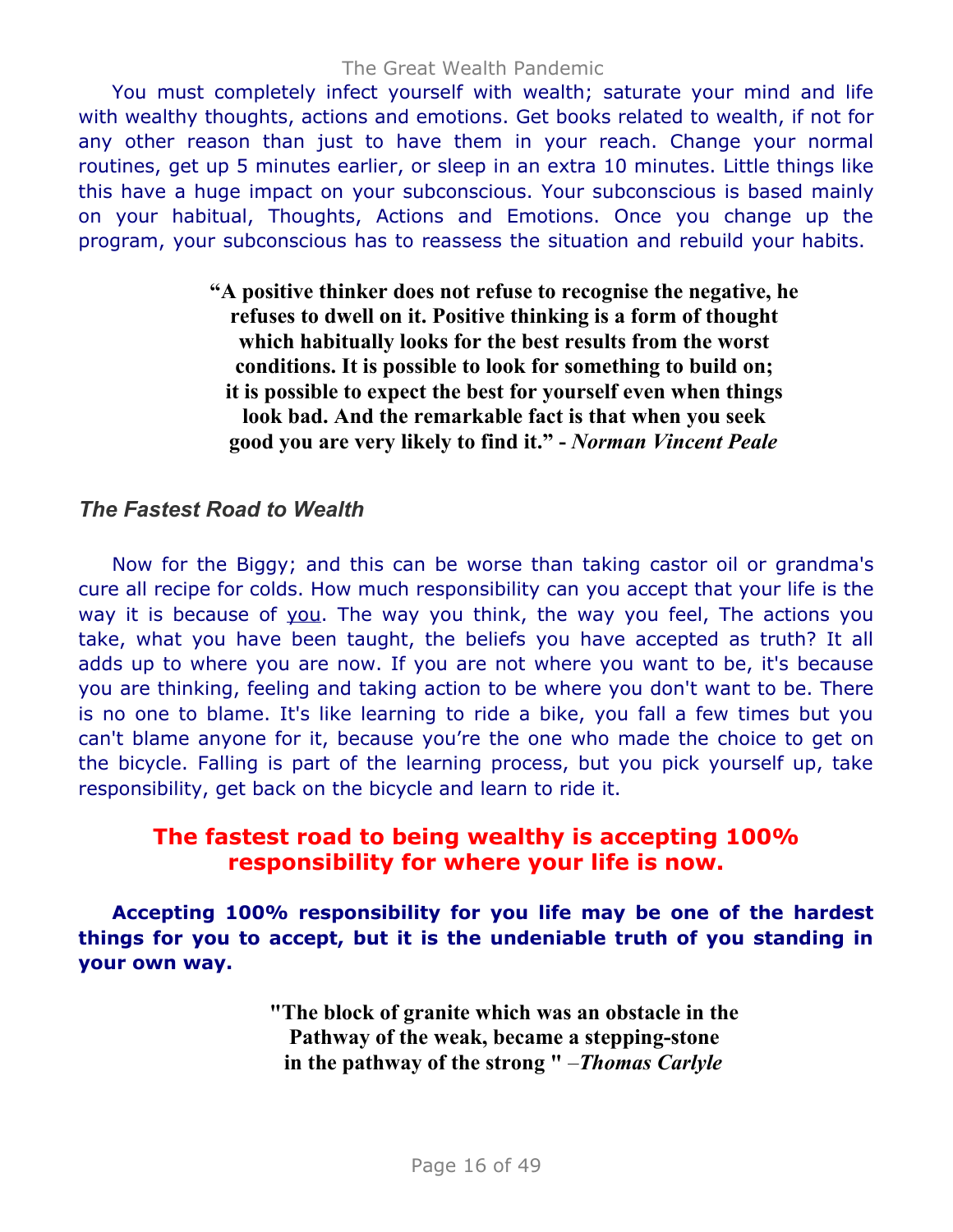You must completely infect yourself with wealth; saturate your mind and life with wealthy thoughts, actions and emotions. Get books related to wealth, if not for any other reason than just to have them in your reach. Change your normal routines, get up 5 minutes earlier, or sleep in an extra 10 minutes. Little things like this have a huge impact on your subconscious. Your subconscious is based mainly on your habitual, Thoughts, Actions and Emotions. Once you change up the program, your subconscious has to reassess the situation and rebuild your habits.

> **"A positive thinker does not refuse to recognise the negative, he refuses to dwell on it. Positive thinking is a form of thought which habitually looks for the best results from the worst conditions. It is possible to look for something to build on; it is possible to expect the best for yourself even when things look bad. And the remarkable fact is that when you seek good you are very likely to find it." -** ***Norman Vincent Peale***

### *The Fastest Road to Wealth*

Now for the Biggy; and this can be worse than taking castor oil or grandma's cure all recipe for colds. How much responsibility can you accept that your life is the way it is because of you. The way you think, the way you feel, The actions you take, what you have been taught, the beliefs you have accepted as truth? It all adds up to where you are now. If you are not where you want to be, it's because you are thinking, feeling and taking action to be where you don't want to be. There is no one to blame. It's like learning to ride a bike, you fall a few times but you can't blame anyone for it, because you're the one who made the choice to get on the bicycle. Falling is part of the learning process, but you pick yourself up, take responsibility, get back on the bicycle and learn to ride it.

**The fastest road to being wealthy is accepting 100% responsibility for where your life is now.**

**Accepting 100% responsibility for you life may be one of the hardest things for you to accept, but it is the undeniable truth of you standing in your own way.**

> **"The block of granite which was an obstacle in the Pathway of the weak, became a stepping-stone in the pathway of the strong "** *–Thomas Carlyle*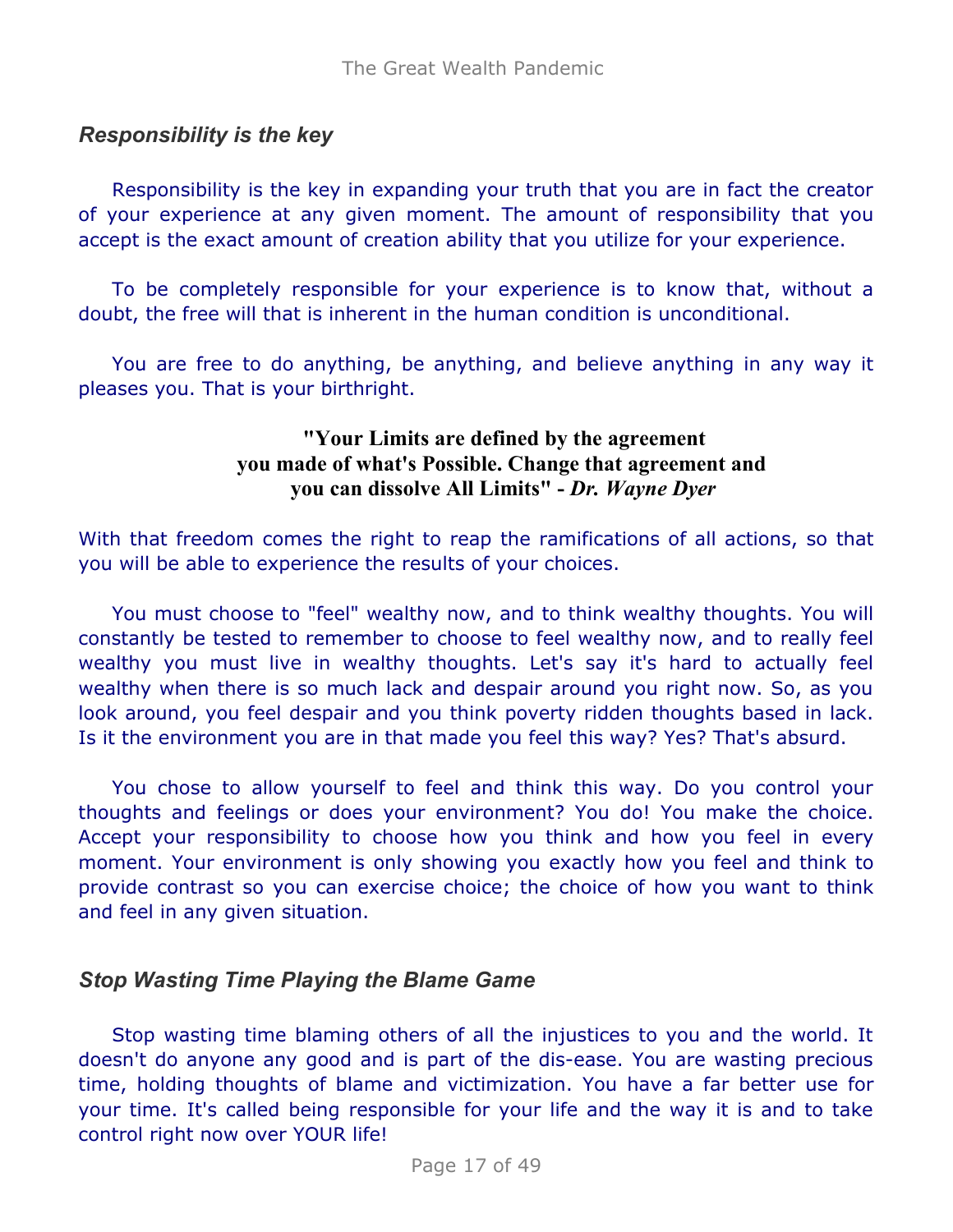### *Responsibility is the key*

Responsibility is the key in expanding your truth that you are in fact the creator of your experience at any given moment. The amount of responsibility that you accept is the exact amount of creation ability that you utilize for your experience.

To be completely responsible for your experience is to know that, without a doubt, the free will that is inherent in the human condition is unconditional.

You are free to do anything, be anything, and believe anything in any way it pleases you. That is your birthright.

> **"Your Limits are defined by the agreement you made of what's Possible. Change that agreement and you can dissolve All Limits" -** ***Dr. Wayne Dyer***

With that freedom comes the right to reap the ramifications of all actions, so that you will be able to experience the results of your choices.

You must choose to "feel" wealthy now, and to think wealthy thoughts. You will constantly be tested to remember to choose to feel wealthy now, and to really feel wealthy you must live in wealthy thoughts. Let's say it's hard to actually feel wealthy when there is so much lack and despair around you right now. So, as you look around, you feel despair and you think poverty ridden thoughts based in lack. Is it the environment you are in that made you feel this way? Yes? That's absurd.

You chose to allow yourself to feel and think this way. Do you control your thoughts and feelings or does your environment? You do! You make the choice. Accept your responsibility to choose how you think and how you feel in every moment. Your environment is only showing you exactly how you feel and think to provide contrast so you can exercise choice; the choice of how you want to think and feel in any given situation.

### *Stop Wasting Time Playing the Blame Game*

Stop wasting time blaming others of all the injustices to you and the world. It doesn't do anyone any good and is part of the dis-ease. You are wasting precious time, holding thoughts of blame and victimization. You have a far better use for your time. It's called being responsible for your life and the way it is and to take control right now over YOUR life!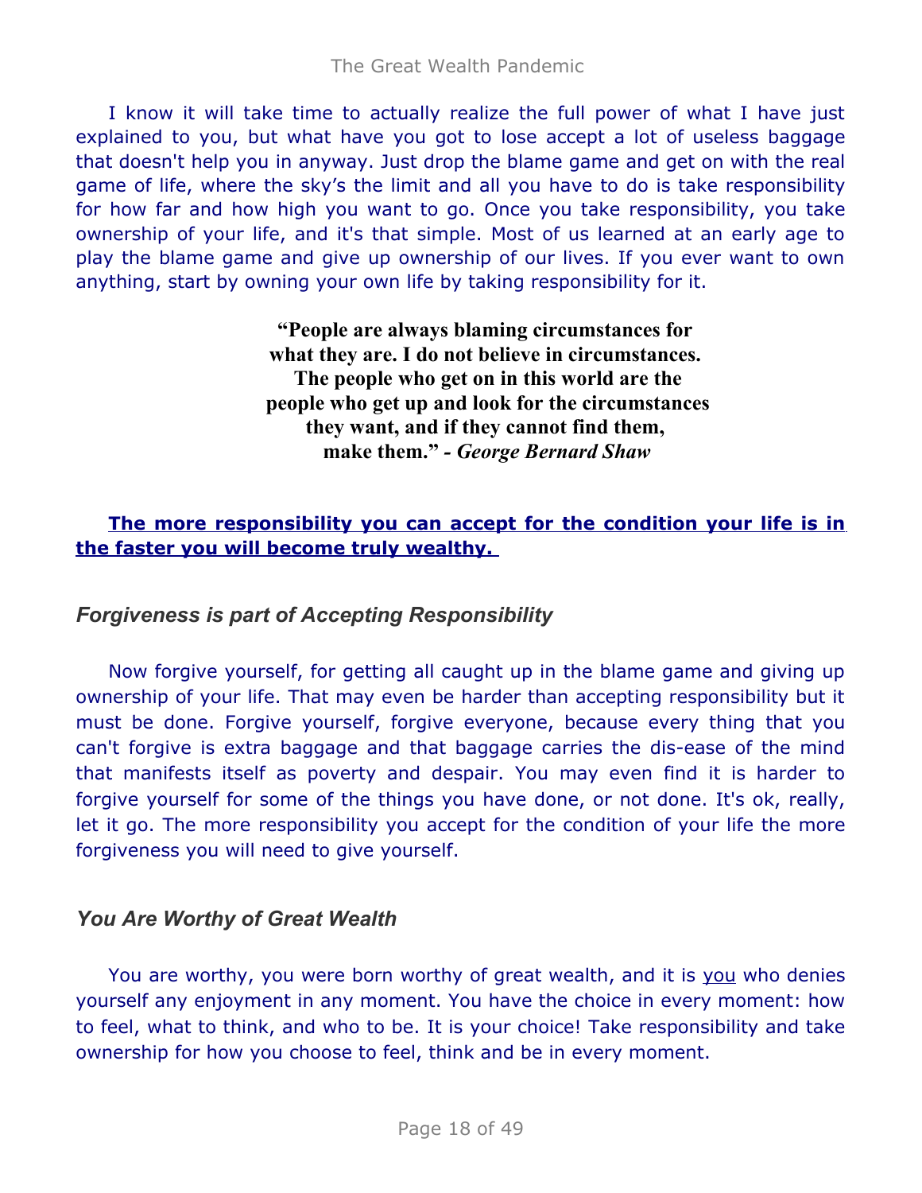I know it will take time to actually realize the full power of what I have just explained to you, but what have you got to lose accept a lot of useless baggage that doesn't help you in anyway. Just drop the blame game and get on with the real game of life, where the sky's the limit and all you have to do is take responsibility for how far and how high you want to go. Once you take responsibility, you take ownership of your life, and it's that simple. Most of us learned at an early age to play the blame game and give up ownership of our lives. If you ever want to own anything, start by owning your own life by taking responsibility for it.

> **"People are always blaming circumstances for what they are. I do not believe in circumstances. The people who get on in this world are the people who get up and look for the circumstances they want, and if they cannot find them, make them." - *George Bernard Shaw***

<u>**The more responsibility you can accept for the condition your life is in the faster you will become truly wealthy.**</u>

### *Forgiveness is part of Accepting Responsibility*

Now forgive yourself, for getting all caught up in the blame game and giving up ownership of your life. That may even be harder than accepting responsibility but it must be done. Forgive yourself, forgive everyone, because every thing that you can't forgive is extra baggage and that baggage carries the dis-ease of the mind that manifests itself as poverty and despair. You may even find it is harder to forgive yourself for some of the things you have done, or not done. It's ok, really, let it go. The more responsibility you accept for the condition of your life the more forgiveness you will need to give yourself.

### *You Are Worthy of Great Wealth*

You are worthy, you were born worthy of great wealth, and it is <u>you</u> who denies yourself any enjoyment in any moment. You have the choice in every moment: how to feel, what to think, and who to be. It is your choice! Take responsibility and take ownership for how you choose to feel, think and be in every moment.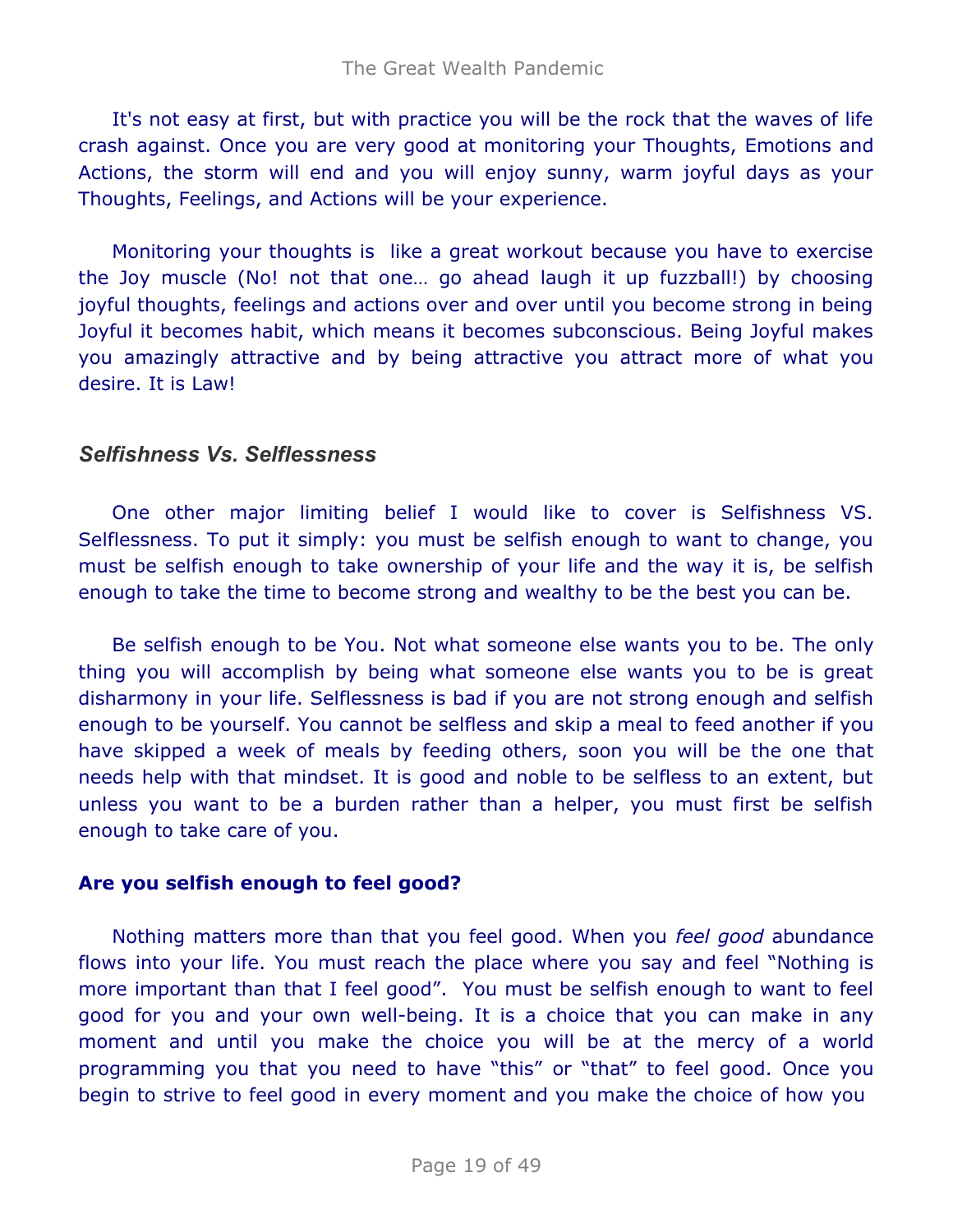It's not easy at first, but with practice you will be the rock that the waves of life crash against. Once you are very good at monitoring your Thoughts, Emotions and Actions, the storm will end and you will enjoy sunny, warm joyful days as your Thoughts, Feelings, and Actions will be your experience.

Monitoring your thoughts is like a great workout because you have to exercise the Joy muscle (No! not that one… go ahead laugh it up fuzzball!) by choosing joyful thoughts, feelings and actions over and over until you become strong in being Joyful it becomes habit, which means it becomes subconscious. Being Joyful makes you amazingly attractive and by being attractive you attract more of what you desire. It is Law!

### *Selfishness Vs. Selflessness*

One other major limiting belief I would like to cover is Selfishness VS. Selflessness. To put it simply: you must be selfish enough to want to change, you must be selfish enough to take ownership of your life and the way it is, be selfish enough to take the time to become strong and wealthy to be the best you can be.

Be selfish enough to be You. Not what someone else wants you to be. The only thing you will accomplish by being what someone else wants you to be is great disharmony in your life. Selflessness is bad if you are not strong enough and selfish enough to be yourself. You cannot be selfless and skip a meal to feed another if you have skipped a week of meals by feeding others, soon you will be the one that needs help with that mindset. It is good and noble to be selfless to an extent, but unless you want to be a burden rather than a helper, you must first be selfish enough to take care of you.

**Are you selfish enough to feel good?**

Nothing matters more than that you feel good. When you *feel good* abundance flows into your life. You must reach the place where you say and feel "Nothing is more important than that I feel good". You must be selfish enough to want to feel good for you and your own well-being. It is a choice that you can make in any moment and until you make the choice you will be at the mercy of a world programming you that you need to have "this" or "that" to feel good. Once you begin to strive to feel good in every moment and you make the choice of how you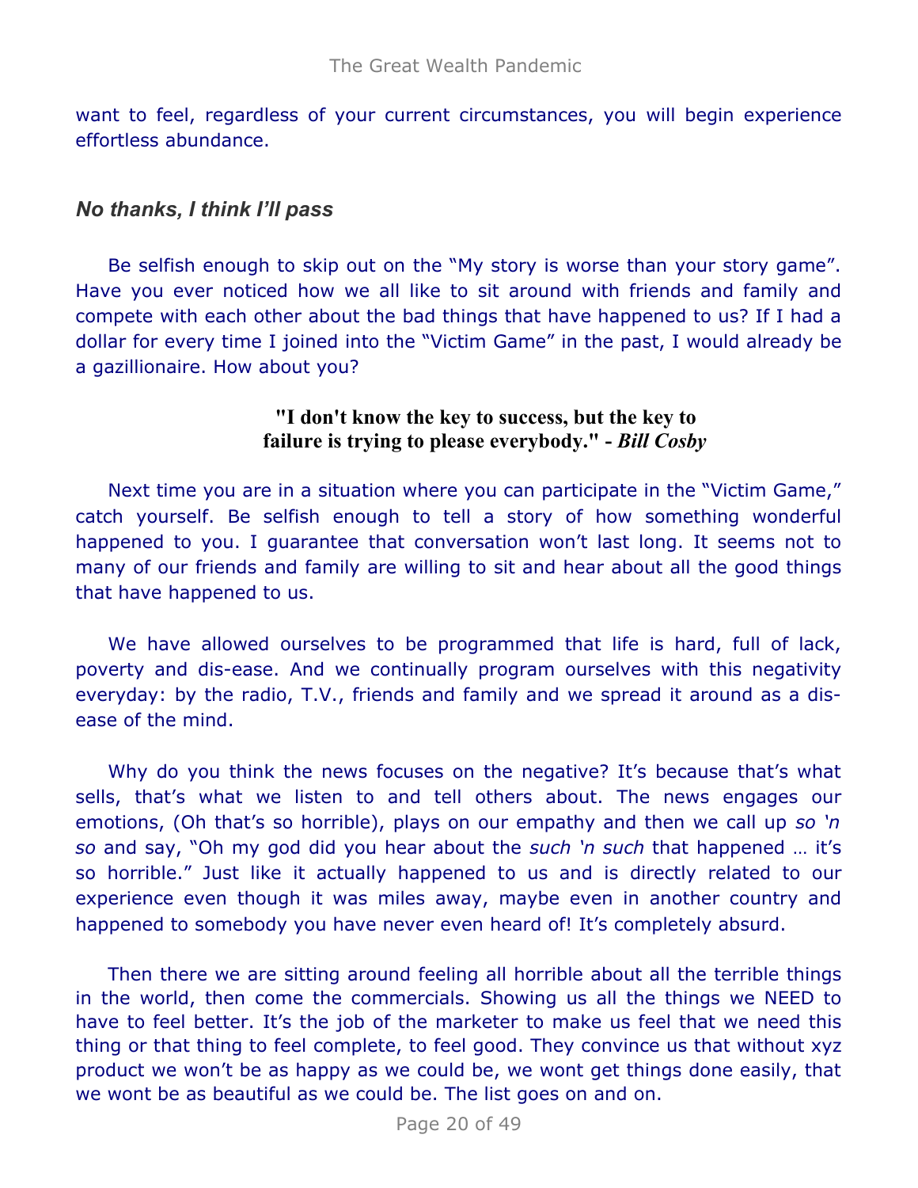want to feel, regardless of your current circumstances, you will begin experience effortless abundance.

### *No thanks, I think I'll pass*

Be selfish enough to skip out on the "My story is worse than your story game". Have you ever noticed how we all like to sit around with friends and family and compete with each other about the bad things that have happened to us? If I had a dollar for every time I joined into the "Victim Game" in the past, I would already be a gazillionaire. How about you?

> **"I don't know the key to success, but the key to failure is trying to please everybody." -** ***Bill Cosby***

Next time you are in a situation where you can participate in the "Victim Game," catch yourself. Be selfish enough to tell a story of how something wonderful happened to you. I guarantee that conversation won't last long. It seems not to many of our friends and family are willing to sit and hear about all the good things that have happened to us.

We have allowed ourselves to be programmed that life is hard, full of lack, poverty and dis-ease. And we continually program ourselves with this negativity everyday: by the radio, T.V., friends and family and we spread it around as a dis-ease of the mind.

Why do you think the news focuses on the negative? It's because that's what sells, that's what we listen to and tell others about. The news engages our emotions, (Oh that's so horrible), plays on our empathy and then we call up *so 'n so* and say, "Oh my god did you hear about the *such 'n such* that happened … it's so horrible." Just like it actually happened to us and is directly related to our experience even though it was miles away, maybe even in another country and happened to somebody you have never even heard of! It's completely absurd.

Then there we are sitting around feeling all horrible about all the terrible things in the world, then come the commercials. Showing us all the things we NEED to have to feel better. It's the job of the marketer to make us feel that we need this thing or that thing to feel complete, to feel good. They convince us that without xyz product we won't be as happy as we could be, we wont get things done easily, that we wont be as beautiful as we could be. The list goes on and on.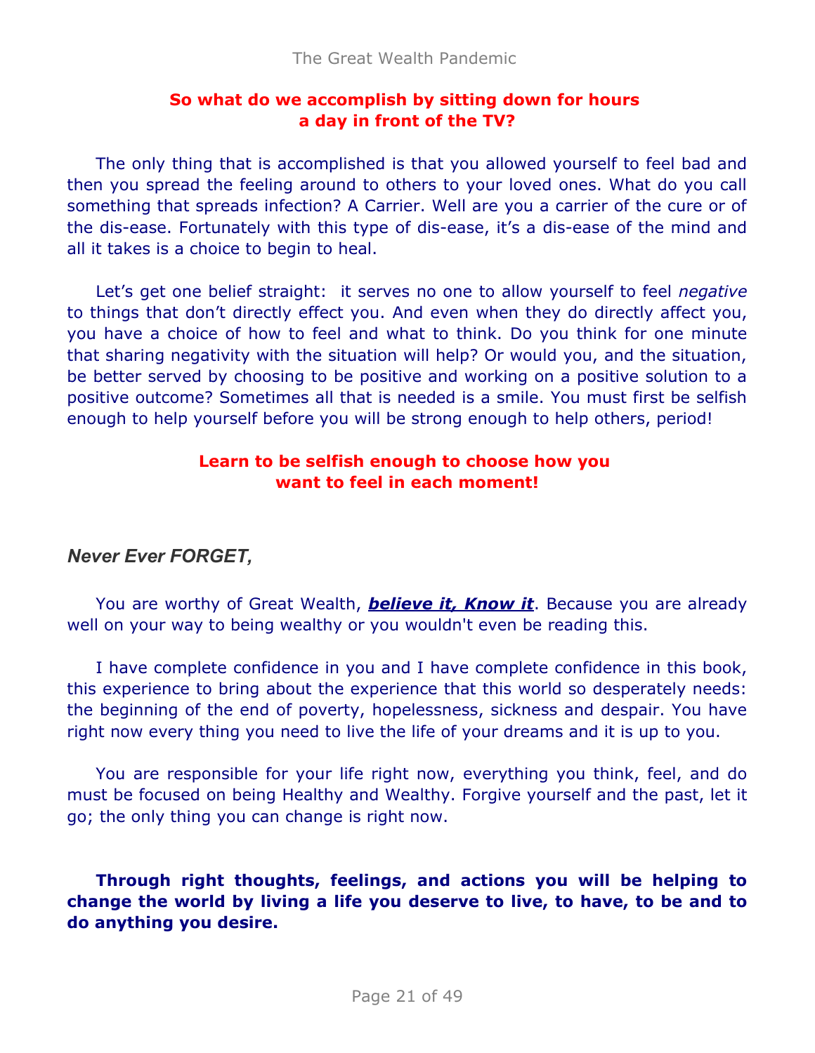**So what do we accomplish by sitting down for hours a day in front of the TV?**

The only thing that is accomplished is that you allowed yourself to feel bad and then you spread the feeling around to others to your loved ones. What do you call something that spreads infection? A Carrier. Well are you a carrier of the cure or of the dis-ease. Fortunately with this type of dis-ease, it's a dis-ease of the mind and all it takes is a choice to begin to heal.

Let's get one belief straight: it serves no one to allow yourself to feel *negative* to things that don't directly effect you. And even when they do directly affect you, you have a choice of how to feel and what to think. Do you think for one minute that sharing negativity with the situation will help? Or would you, and the situation, be better served by choosing to be positive and working on a positive solution to a positive outcome? Sometimes all that is needed is a smile. You must first be selfish enough to help yourself before you will be strong enough to help others, period!

**Learn to be selfish enough to choose how you want to feel in each moment!**

***Never Ever FORGET,***

You are worthy of Great Wealth, ***believe it, Know it***. Because you are already well on your way to being wealthy or you wouldn't even be reading this.

I have complete confidence in you and I have complete confidence in this book, this experience to bring about the experience that this world so desperately needs: the beginning of the end of poverty, hopelessness, sickness and despair. You have right now every thing you need to live the life of your dreams and it is up to you.

You are responsible for your life right now, everything you think, feel, and do must be focused on being Healthy and Wealthy. Forgive yourself and the past, let it go; the only thing you can change is right now.

**Through right thoughts, feelings, and actions you will be helping to change the world by living a life you deserve to live, to have, to be and to do anything you desire.**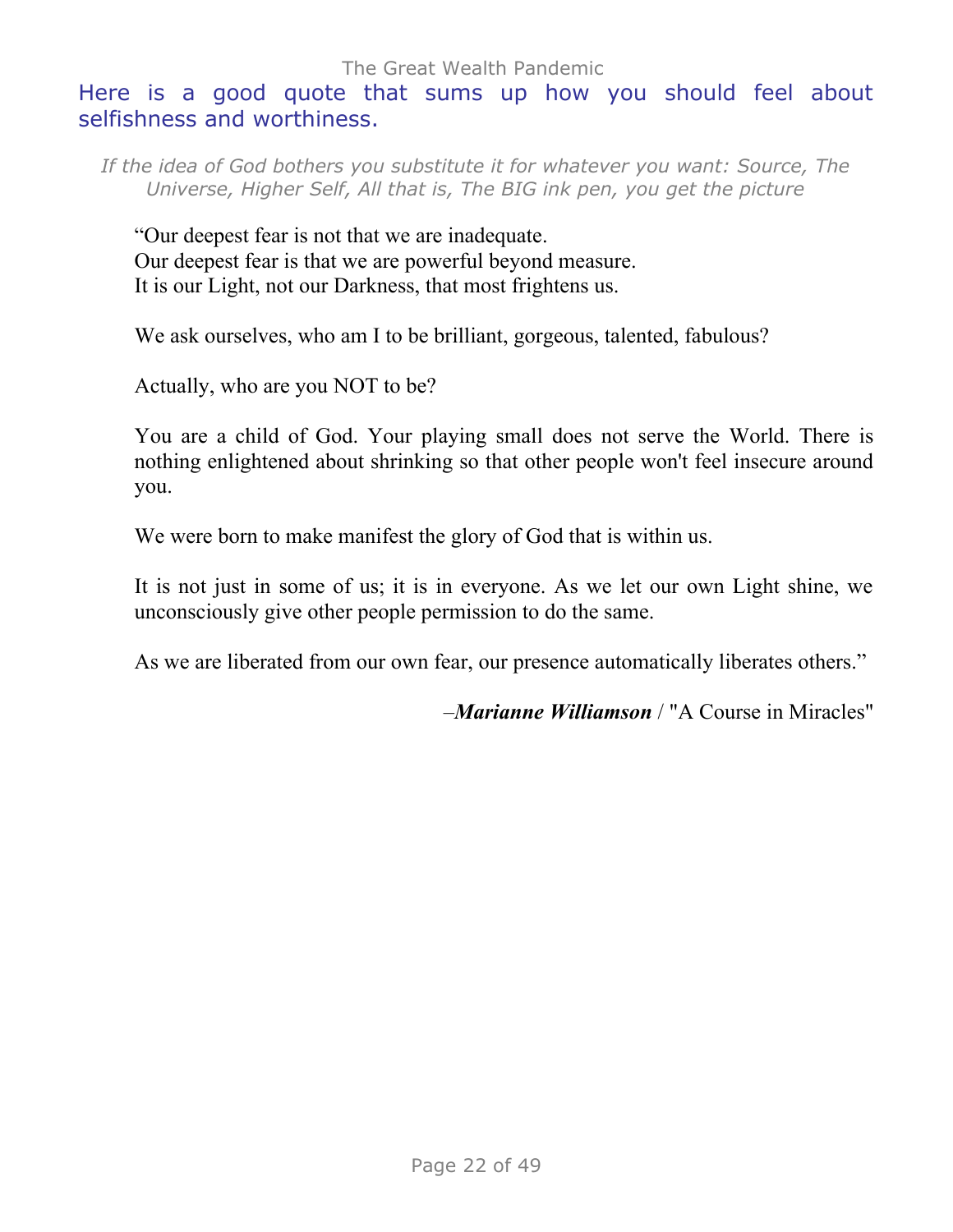Here is a good quote that sums up how you should feel about selfishness and worthiness.

*If the idea of God bothers you substitute it for whatever you want: Source, The Universe, Higher Self, All that is, The BIG ink pen, you get the picture*

> "Our deepest fear is not that we are inadequate.
> Our deepest fear is that we are powerful beyond measure.
> It is our Light, not our Darkness, that most frightens us.
>
> We ask ourselves, who am I to be brilliant, gorgeous, talented, fabulous?
>
> Actually, who are you NOT to be?
>
> You are a child of God. Your playing small does not serve the World. There is nothing enlightened about shrinking so that other people won't feel insecure around you.
>
> We were born to make manifest the glory of God that is within us.
>
> It is not just in some of us; it is in everyone. As we let our own Light shine, we unconsciously give other people permission to do the same.
>
> As we are liberated from our own fear, our presence automatically liberates others."
>
> –***Marianne Williamson*** / "A Course in Miracles"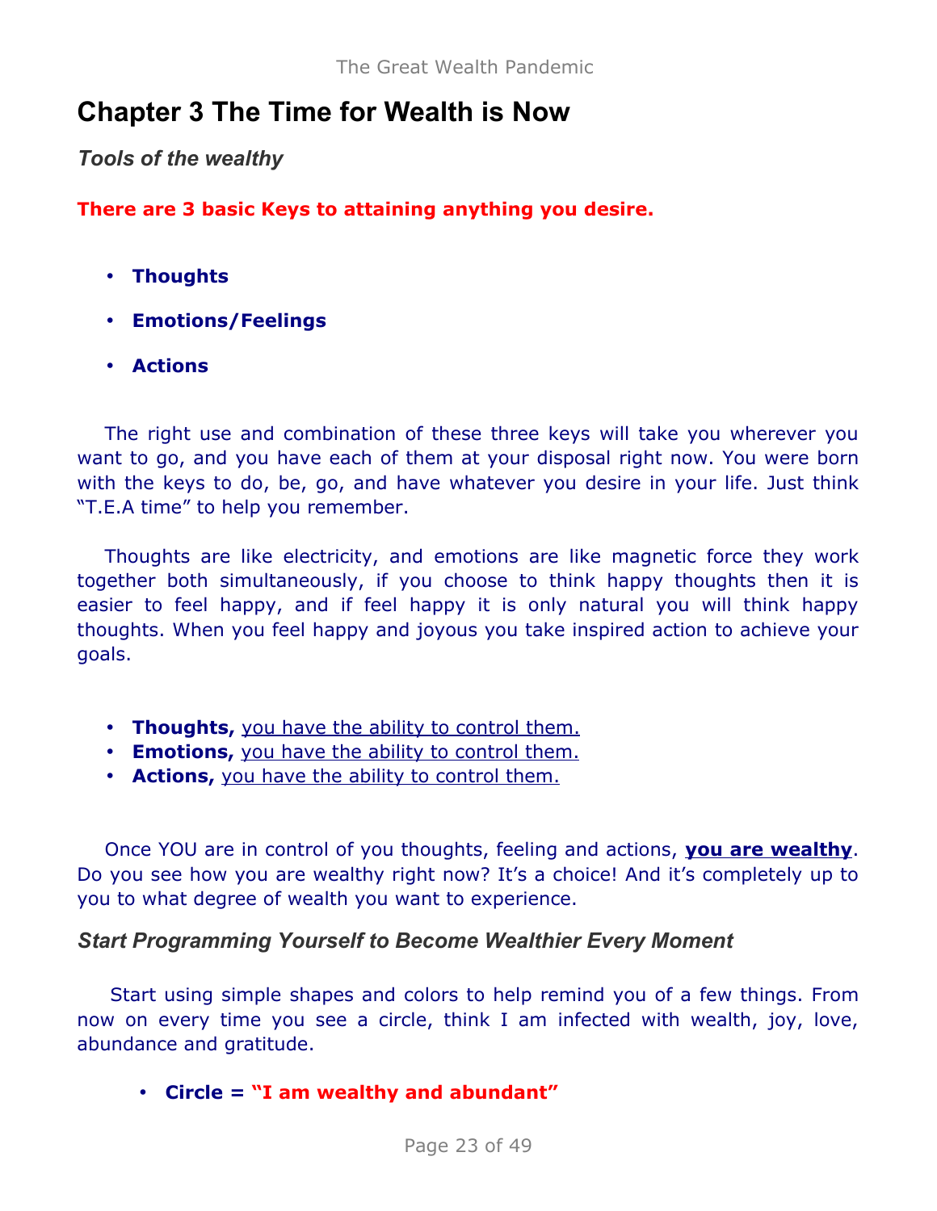# Chapter 3 The Time for Wealth is Now

### *Tools of the wealthy*

**There are 3 basic Keys to attaining anything you desire.**

- **Thoughts**
- **Emotions/Feelings**
- **Actions**

The right use and combination of these three keys will take you wherever you want to go, and you have each of them at your disposal right now. You were born with the keys to do, be, go, and have whatever you desire in your life. Just think "T.E.A time" to help you remember.

Thoughts are like electricity, and emotions are like magnetic force they work together both simultaneously, if you choose to think happy thoughts then it is easier to feel happy, and if feel happy it is only natural you will think happy thoughts. When you feel happy and joyous you take inspired action to achieve your goals.

- **Thoughts,** <u>you have the ability to control them.</u>
- **Emotions,** <u>you have the ability to control them.</u>
- **Actions,** <u>you have the ability to control them.</u>

Once YOU are in control of you thoughts, feeling and actions, **<u>you are wealthy</u>**. Do you see how you are wealthy right now? It's a choice! And it's completely up to you to what degree of wealth you want to experience.

### *Start Programming Yourself to Become Wealthier Every Moment*

Start using simple shapes and colors to help remind you of a few things. From now on every time you see a circle, think I am infected with wealth, joy, love, abundance and gratitude.

- **Circle = "I am wealthy and abundant"**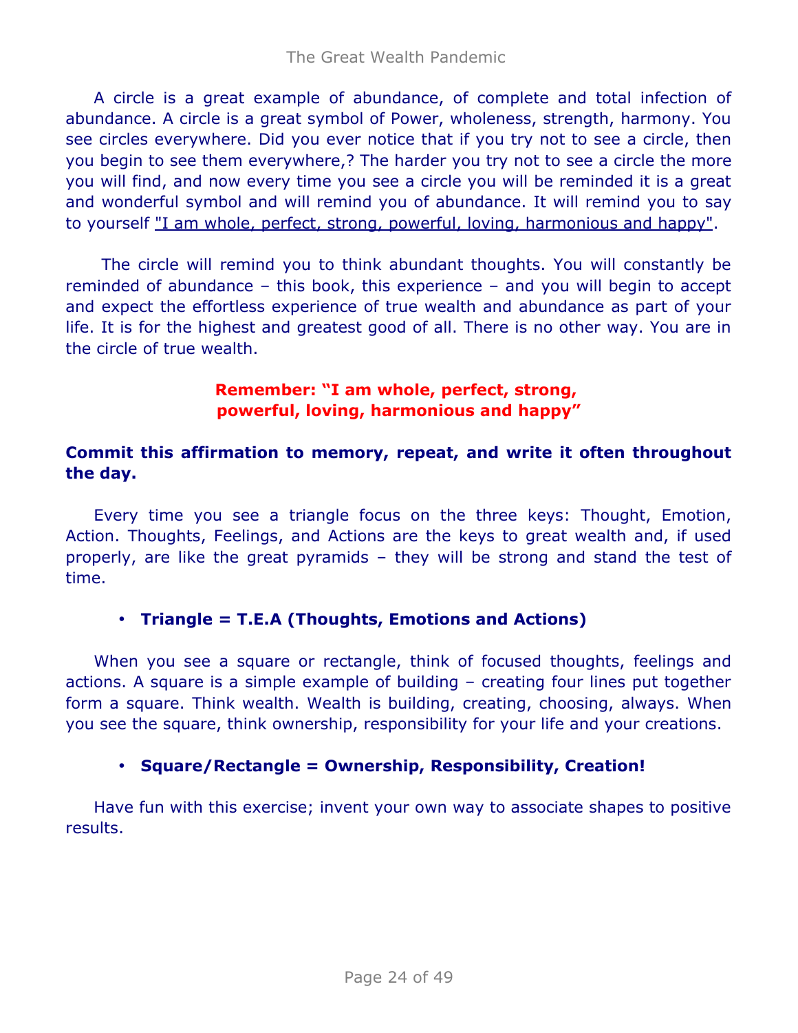A circle is a great example of abundance, of complete and total infection of abundance. A circle is a great symbol of Power, wholeness, strength, harmony. You see circles everywhere. Did you ever notice that if you try not to see a circle, then you begin to see them everywhere,? The harder you try not to see a circle the more you will find, and now every time you see a circle you will be reminded it is a great and wonderful symbol and will remind you of abundance. It will remind you to say to yourself <u>"I am whole, perfect, strong, powerful, loving, harmonious and happy"</u>.

The circle will remind you to think abundant thoughts. You will constantly be reminded of abundance – this book, this experience – and you will begin to accept and expect the effortless experience of true wealth and abundance as part of your life. It is for the highest and greatest good of all. There is no other way. You are in the circle of true wealth.

**Remember: "I am whole, perfect, strong, powerful, loving, harmonious and happy"**

**Commit this affirmation to memory, repeat, and write it often throughout the day.**

Every time you see a triangle focus on the three keys: Thought, Emotion, Action. Thoughts, Feelings, and Actions are the keys to great wealth and, if used properly, are like the great pyramids – they will be strong and stand the test of time.

- **Triangle = T.E.A (Thoughts, Emotions and Actions)**

When you see a square or rectangle, think of focused thoughts, feelings and actions. A square is a simple example of building – creating four lines put together form a square. Think wealth. Wealth is building, creating, choosing, always. When you see the square, think ownership, responsibility for your life and your creations.

- **Square/Rectangle = Ownership, Responsibility, Creation!**

Have fun with this exercise; invent your own way to associate shapes to positive results.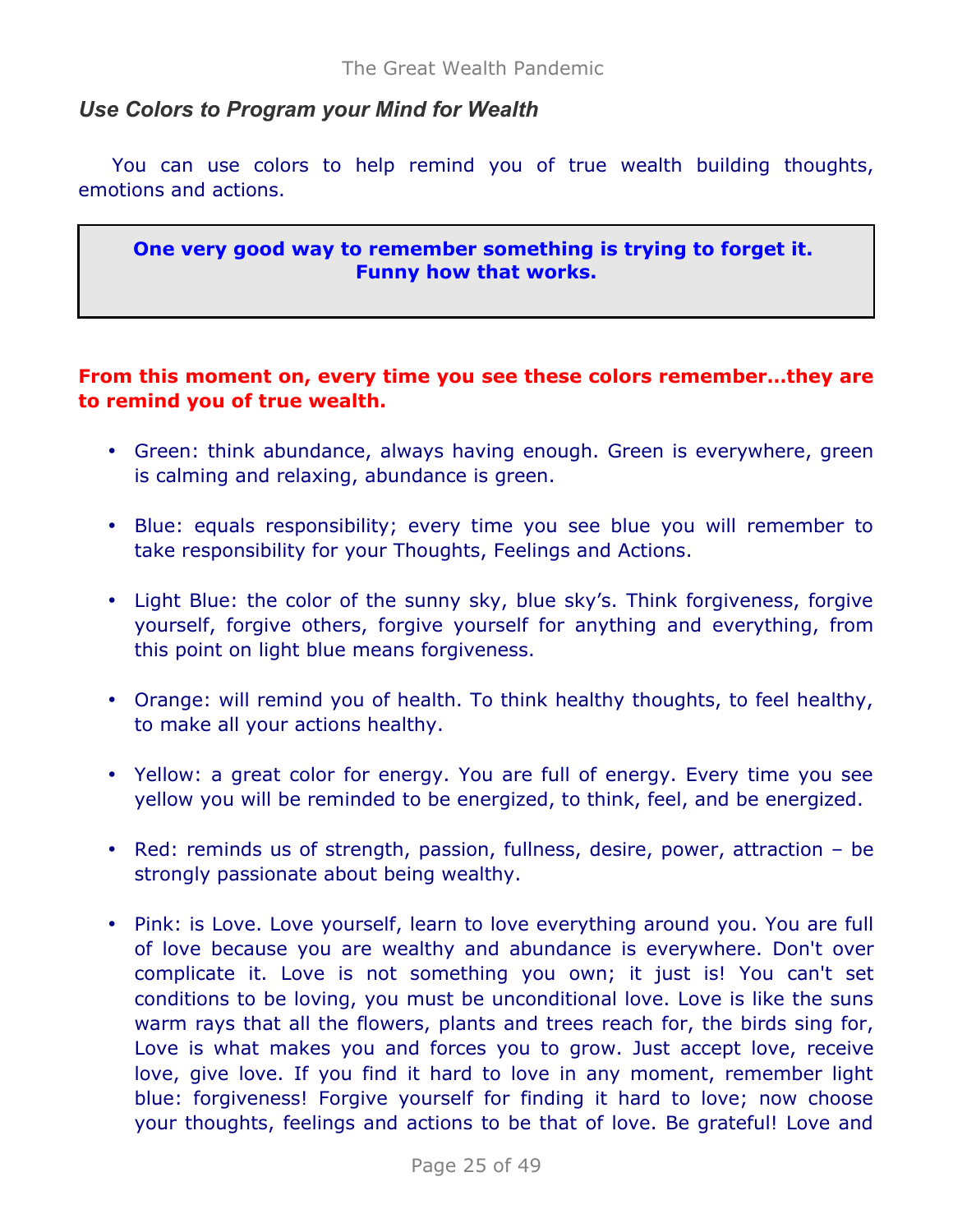### *Use Colors to Program your Mind for Wealth*

You can use colors to help remind you of true wealth building thoughts, emotions and actions.

> **One very good way to remember something is trying to forget it. Funny how that works.**

**From this moment on, every time you see these colors remember…they are to remind you of true wealth.**

- Green: think abundance, always having enough. Green is everywhere, green is calming and relaxing, abundance is green.
- Blue: equals responsibility; every time you see blue you will remember to take responsibility for your Thoughts, Feelings and Actions.
- Light Blue: the color of the sunny sky, blue sky's. Think forgiveness, forgive yourself, forgive others, forgive yourself for anything and everything, from this point on light blue means forgiveness.
- Orange: will remind you of health. To think healthy thoughts, to feel healthy, to make all your actions healthy.
- Yellow: a great color for energy. You are full of energy. Every time you see yellow you will be reminded to be energized, to think, feel, and be energized.
- Red: reminds us of strength, passion, fullness, desire, power, attraction – be strongly passionate about being wealthy.
- Pink: is Love. Love yourself, learn to love everything around you. You are full of love because you are wealthy and abundance is everywhere. Don't over complicate it. Love is not something you own; it just is! You can't set conditions to be loving, you must be unconditional love. Love is like the suns warm rays that all the flowers, plants and trees reach for, the birds sing for, Love is what makes you and forces you to grow. Just accept love, receive love, give love. If you find it hard to love in any moment, remember light blue: forgiveness! Forgive yourself for finding it hard to love; now choose your thoughts, feelings and actions to be that of love. Be grateful! Love and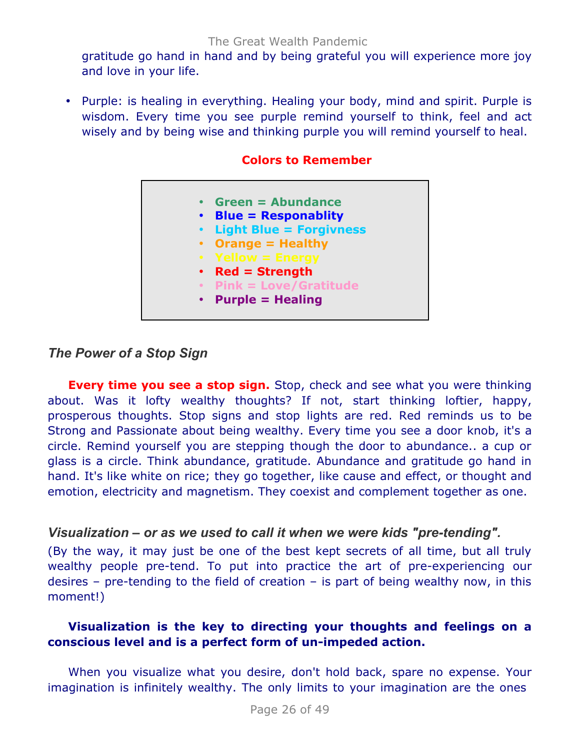gratitude go hand in hand and by being grateful you will experience more joy and love in your life.

- Purple: is healing in everything. Healing your body, mind and spirit. Purple is wisdom. Every time you see purple remind yourself to think, feel and act wisely and by being wise and thinking purple you will remind yourself to heal.

**Colors to Remember**

- **Green = Abundance**
- **Blue = Responablity**
- **Light Blue = Forgivness**
- **Orange = Healthy**
- **Yellow = Energy**
- **Red = Strength**
- **Pink = Love/Gratitude**
- **Purple = Healing**

### *The Power of a Stop Sign*

**Every time you see a stop sign.** Stop, check and see what you were thinking about. Was it lofty wealthy thoughts? If not, start thinking loftier, happy, prosperous thoughts. Stop signs and stop lights are red. Red reminds us to be Strong and Passionate about being wealthy. Every time you see a door knob, it's a circle. Remind yourself you are stepping though the door to abundance.. a cup or glass is a circle. Think abundance, gratitude. Abundance and gratitude go hand in hand. It's like white on rice; they go together, like cause and effect, or thought and emotion, electricity and magnetism. They coexist and complement together as one.

### *Visualization – or as we used to call it when we were kids "pre-tending".*

(By the way, it may just be one of the best kept secrets of all time, but all truly wealthy people pre-tend. To put into practice the art of pre-experiencing our desires – pre-tending to the field of creation – is part of being wealthy now, in this moment!)

**Visualization is the key to directing your thoughts and feelings on a conscious level and is a perfect form of un-impeded action.**

When you visualize what you desire, don't hold back, spare no expense. Your imagination is infinitely wealthy. The only limits to your imagination are the ones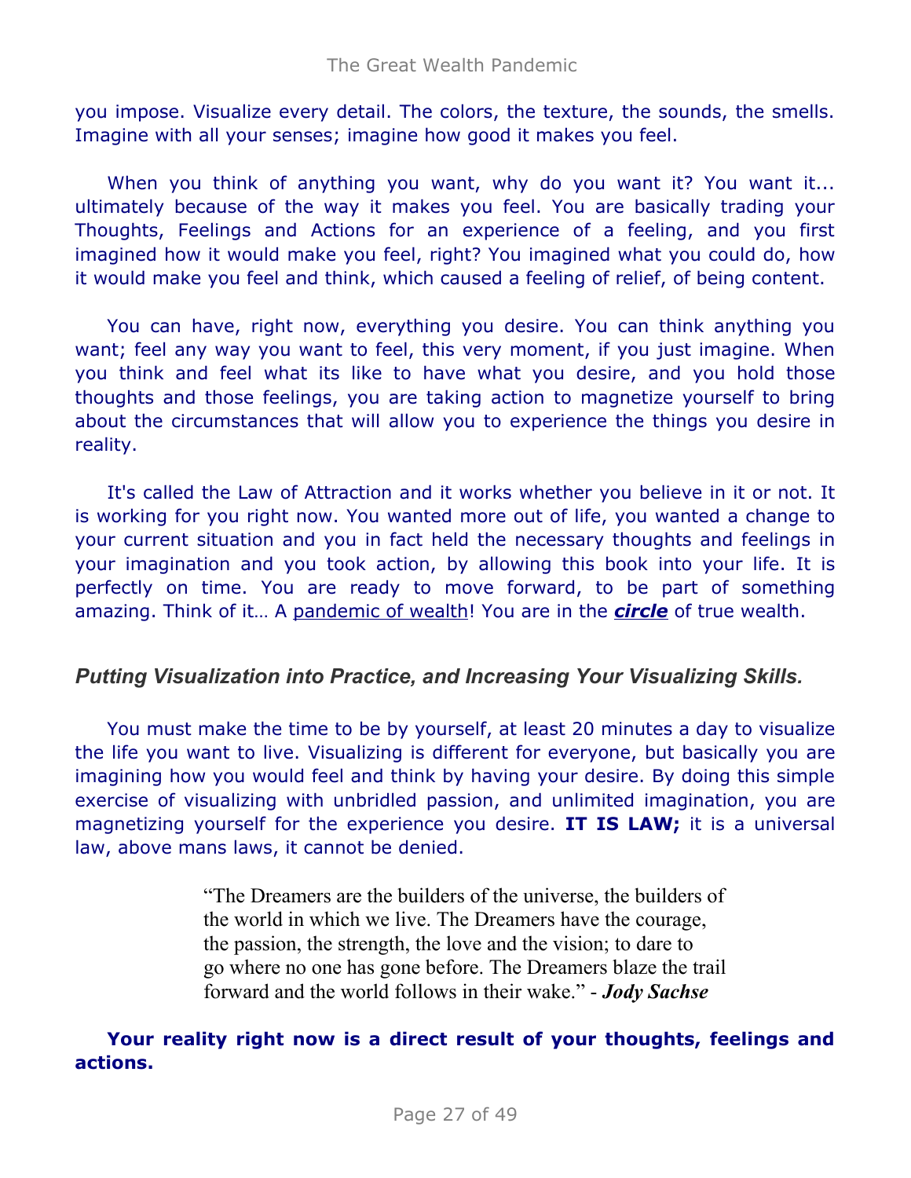you impose. Visualize every detail. The colors, the texture, the sounds, the smells. Imagine with all your senses; imagine how good it makes you feel.

When you think of anything you want, why do you want it? You want it... ultimately because of the way it makes you feel. You are basically trading your Thoughts, Feelings and Actions for an experience of a feeling, and you first imagined how it would make you feel, right? You imagined what you could do, how it would make you feel and think, which caused a feeling of relief, of being content.

You can have, right now, everything you desire. You can think anything you want; feel any way you want to feel, this very moment, if you just imagine. When you think and feel what its like to have what you desire, and you hold those thoughts and those feelings, you are taking action to magnetize yourself to bring about the circumstances that will allow you to experience the things you desire in reality.

It's called the Law of Attraction and it works whether you believe in it or not. It is working for you right now. You wanted more out of life, you wanted a change to your current situation and you in fact held the necessary thoughts and feelings in your imagination and you took action, by allowing this book into your life. It is perfectly on time. You are ready to move forward, to be part of something amazing. Think of it… A pandemic of wealth! You are in the ***circle*** of true wealth.

### *Putting Visualization into Practice, and Increasing Your Visualizing Skills.*

You must make the time to be by yourself, at least 20 minutes a day to visualize the life you want to live. Visualizing is different for everyone, but basically you are imagining how you would feel and think by having your desire. By doing this simple exercise of visualizing with unbridled passion, and unlimited imagination, you are magnetizing yourself for the experience you desire. **IT IS LAW;** it is a universal law, above mans laws, it cannot be denied.

> "The Dreamers are the builders of the universe, the builders of the world in which we live. The Dreamers have the courage, the passion, the strength, the love and the vision; to dare to go where no one has gone before. The Dreamers blaze the trail forward and the world follows in their wake." - ***Jody Sachse***

**Your reality right now is a direct result of your thoughts, feelings and actions.**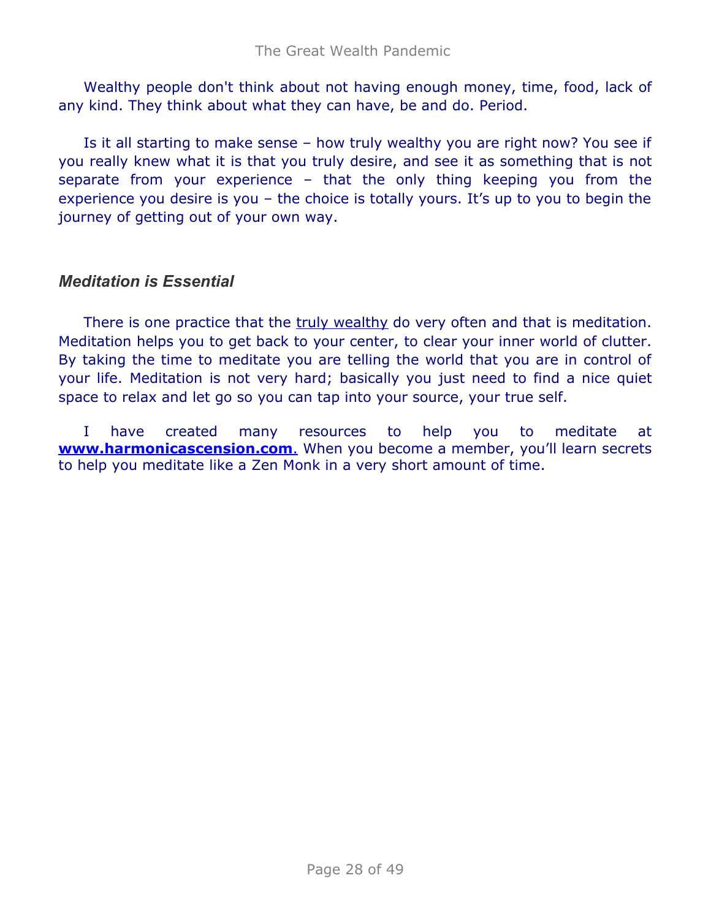Wealthy people don't think about not having enough money, time, food, lack of any kind. They think about what they can have, be and do. Period.

Is it all starting to make sense – how truly wealthy you are right now? You see if you really knew what it is that you truly desire, and see it as something that is not separate from your experience – that the only thing keeping you from the experience you desire is you – the choice is totally yours. It's up to you to begin the journey of getting out of your own way.

### *Meditation is Essential*

There is one practice that the truly wealthy do very often and that is meditation. Meditation helps you to get back to your center, to clear your inner world of clutter. By taking the time to meditate you are telling the world that you are in control of your life. Meditation is not very hard; basically you just need to find a nice quiet space to relax and let go so you can tap into your source, your true self.

I have created many resources to help you to meditate at **www.harmonicascension.com**. When you become a member, you'll learn secrets to help you meditate like a Zen Monk in a very short amount of time.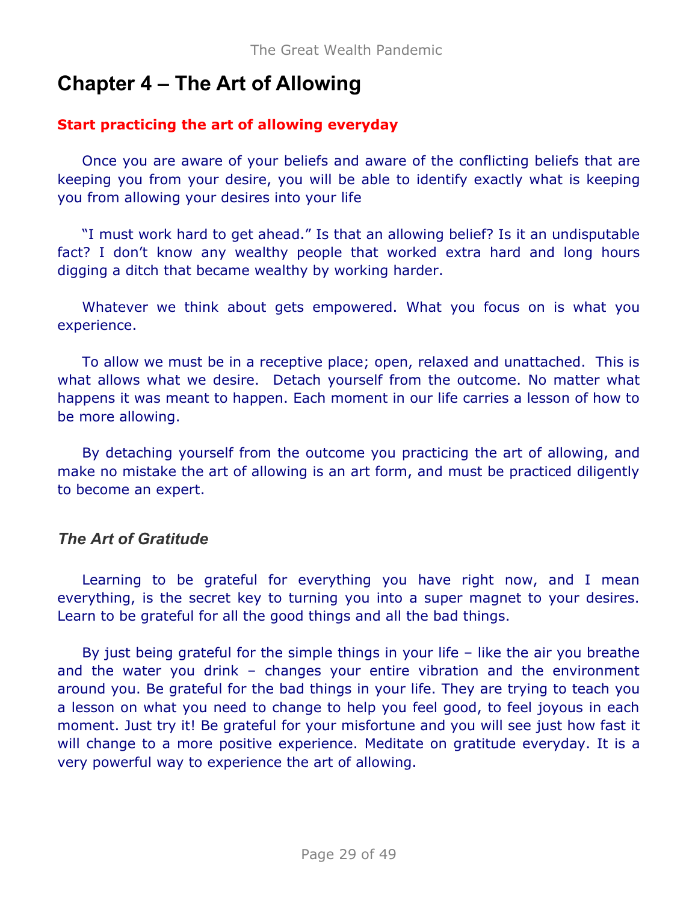# Chapter 4 – The Art of Allowing

**Start practicing the art of allowing everyday**

Once you are aware of your beliefs and aware of the conflicting beliefs that are keeping you from your desire, you will be able to identify exactly what is keeping you from allowing your desires into your life

"I must work hard to get ahead." Is that an allowing belief? Is it an undisputable fact? I don't know any wealthy people that worked extra hard and long hours digging a ditch that became wealthy by working harder.

Whatever we think about gets empowered. What you focus on is what you experience.

To allow we must be in a receptive place; open, relaxed and unattached. This is what allows what we desire. Detach yourself from the outcome. No matter what happens it was meant to happen. Each moment in our life carries a lesson of how to be more allowing.

By detaching yourself from the outcome you practicing the art of allowing, and make no mistake the art of allowing is an art form, and must be practiced diligently to become an expert.

### *The Art of Gratitude*

Learning to be grateful for everything you have right now, and I mean everything, is the secret key to turning you into a super magnet to your desires. Learn to be grateful for all the good things and all the bad things.

By just being grateful for the simple things in your life – like the air you breathe and the water you drink – changes your entire vibration and the environment around you. Be grateful for the bad things in your life. They are trying to teach you a lesson on what you need to change to help you feel good, to feel joyous in each moment. Just try it! Be grateful for your misfortune and you will see just how fast it will change to a more positive experience. Meditate on gratitude everyday. It is a very powerful way to experience the art of allowing.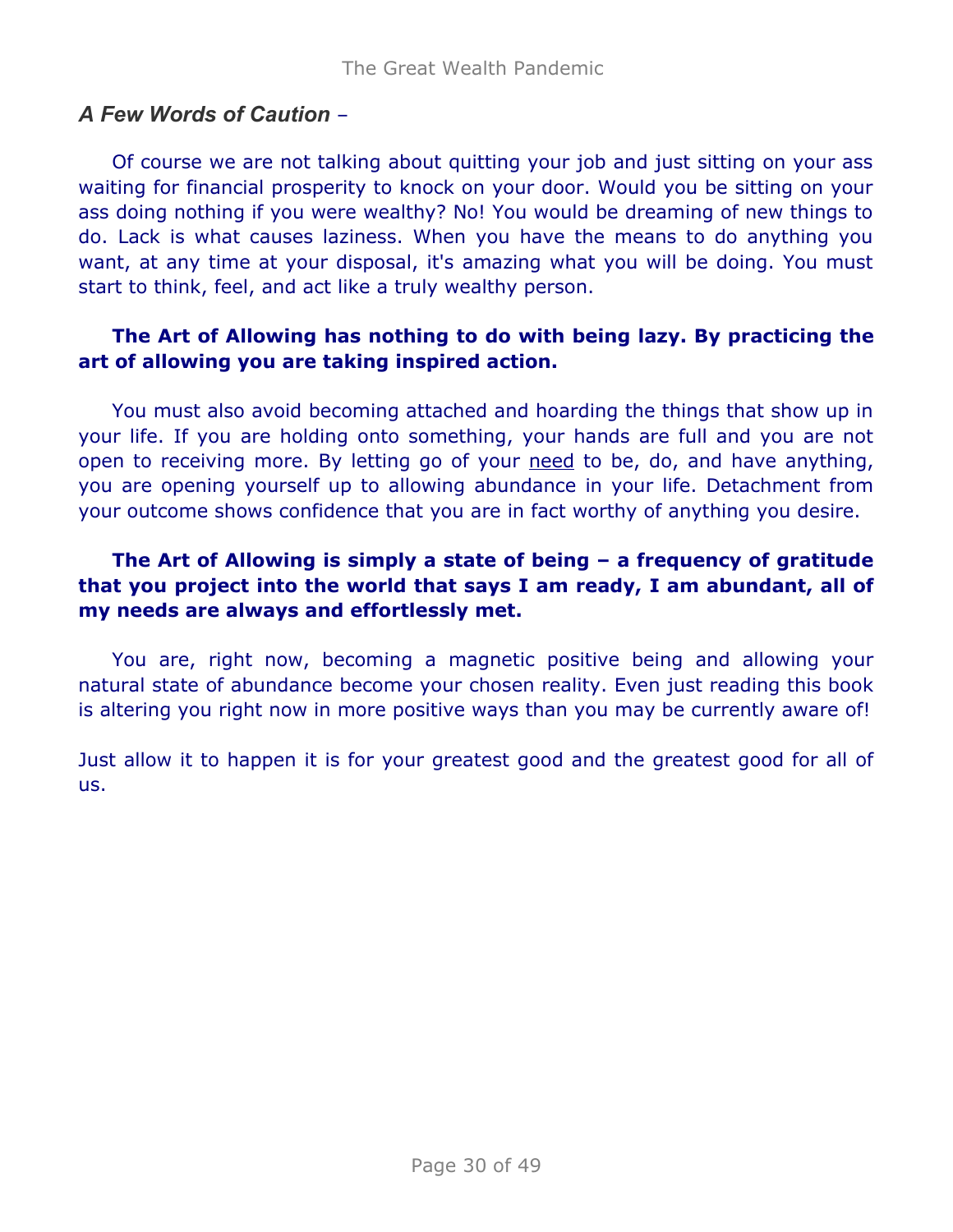### *A Few Words of Caution* –

Of course we are not talking about quitting your job and just sitting on your ass waiting for financial prosperity to knock on your door. Would you be sitting on your ass doing nothing if you were wealthy? No! You would be dreaming of new things to do. Lack is what causes laziness. When you have the means to do anything you want, at any time at your disposal, it's amazing what you will be doing. You must start to think, feel, and act like a truly wealthy person.

**The Art of Allowing has nothing to do with being lazy. By practicing the art of allowing you are taking inspired action.**

You must also avoid becoming attached and hoarding the things that show up in your life. If you are holding onto something, your hands are full and you are not open to receiving more. By letting go of your <u>need</u> to be, do, and have anything, you are opening yourself up to allowing abundance in your life. Detachment from your outcome shows confidence that you are in fact worthy of anything you desire.

**The Art of Allowing is simply a state of being – a frequency of gratitude that you project into the world that says I am ready, I am abundant, all of my needs are always and effortlessly met.**

You are, right now, becoming a magnetic positive being and allowing your natural state of abundance become your chosen reality. Even just reading this book is altering you right now in more positive ways than you may be currently aware of!

Just allow it to happen it is for your greatest good and the greatest good for all of us.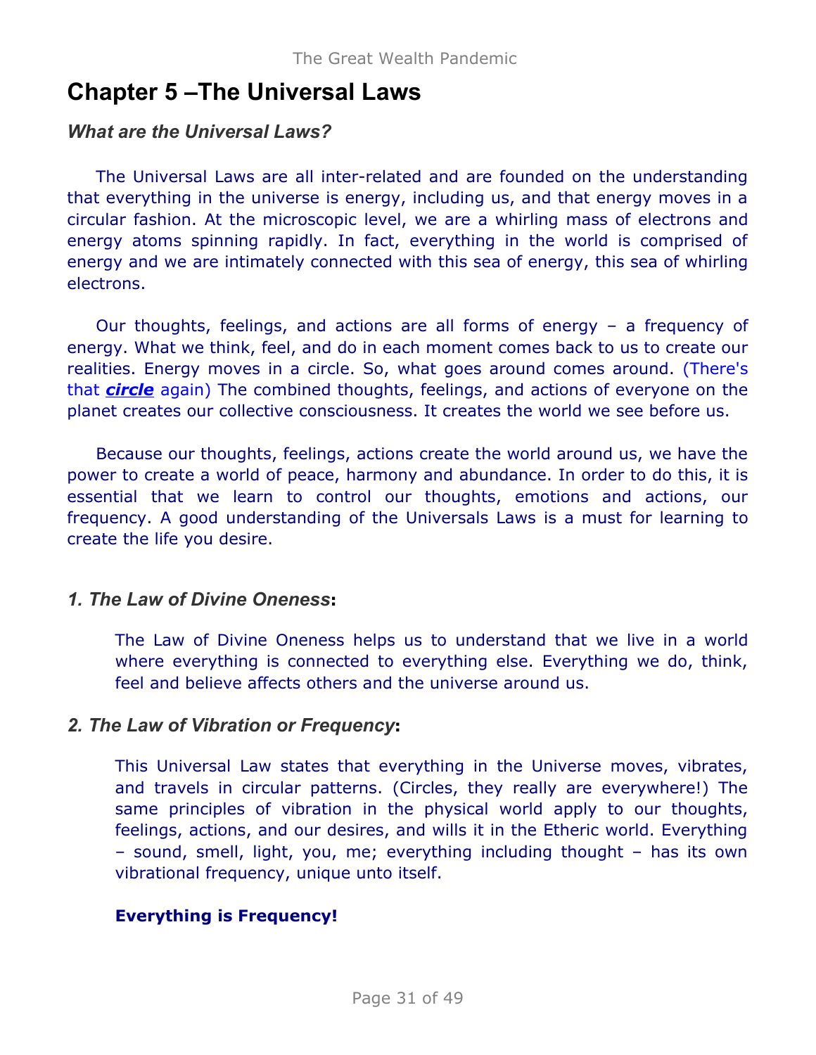# Chapter 5 –The Universal Laws

### *What are the Universal Laws?*

The Universal Laws are all inter-related and are founded on the understanding that everything in the universe is energy, including us, and that energy moves in a circular fashion. At the microscopic level, we are a whirling mass of electrons and energy atoms spinning rapidly. In fact, everything in the world is comprised of energy and we are intimately connected with this sea of energy, this sea of whirling electrons.

Our thoughts, feelings, and actions are all forms of energy – a frequency of energy. What we think, feel, and do in each moment comes back to us to create our realities. Energy moves in a circle. So, what goes around comes around. (There's that ***circle*** again) The combined thoughts, feelings, and actions of everyone on the planet creates our collective consciousness. It creates the world we see before us.

Because our thoughts, feelings, actions create the world around us, we have the power to create a world of peace, harmony and abundance. In order to do this, it is essential that we learn to control our thoughts, emotions and actions, our frequency. A good understanding of the Universals Laws is a must for learning to create the life you desire.

### *1. The Law of Divine Oneness*:

The Law of Divine Oneness helps us to understand that we live in a world where everything is connected to everything else. Everything we do, think, feel and believe affects others and the universe around us.

### *2. The Law of Vibration or Frequency*:

This Universal Law states that everything in the Universe moves, vibrates, and travels in circular patterns. (Circles, they really are everywhere!) The same principles of vibration in the physical world apply to our thoughts, feelings, actions, and our desires, and wills it in the Etheric world. Everything – sound, smell, light, you, me; everything including thought – has its own vibrational frequency, unique unto itself.

**Everything is Frequency!**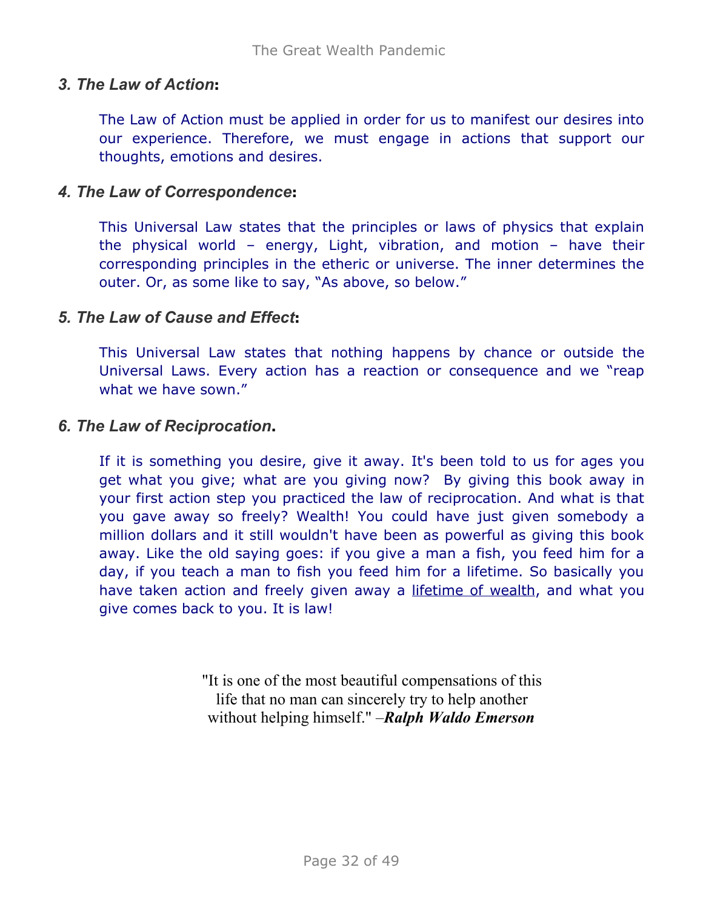### *3. The Law of Action*:

The Law of Action must be applied in order for us to manifest our desires into our experience. Therefore, we must engage in actions that support our thoughts, emotions and desires.

### *4. The Law of Correspondence*:

This Universal Law states that the principles or laws of physics that explain the physical world – energy, Light, vibration, and motion – have their corresponding principles in the etheric or universe. The inner determines the outer. Or, as some like to say, "As above, so below."

### *5. The Law of Cause and Effect*:

This Universal Law states that nothing happens by chance or outside the Universal Laws. Every action has a reaction or consequence and we "reap what we have sown."

### *6. The Law of Reciprocation*.

If it is something you desire, give it away. It's been told to us for ages you get what you give; what are you giving now? By giving this book away in your first action step you practiced the law of reciprocation. And what is that you gave away so freely? Wealth! You could have just given somebody a million dollars and it still wouldn't have been as powerful as giving this book away. Like the old saying goes: if you give a man a fish, you feed him for a day, if you teach a man to fish you feed him for a lifetime. So basically you have taken action and freely given away a lifetime of wealth, and what you give comes back to you. It is law!

"It is one of the most beautiful compensations of this life that no man can sincerely try to help another without helping himself." –***Ralph Waldo Emerson***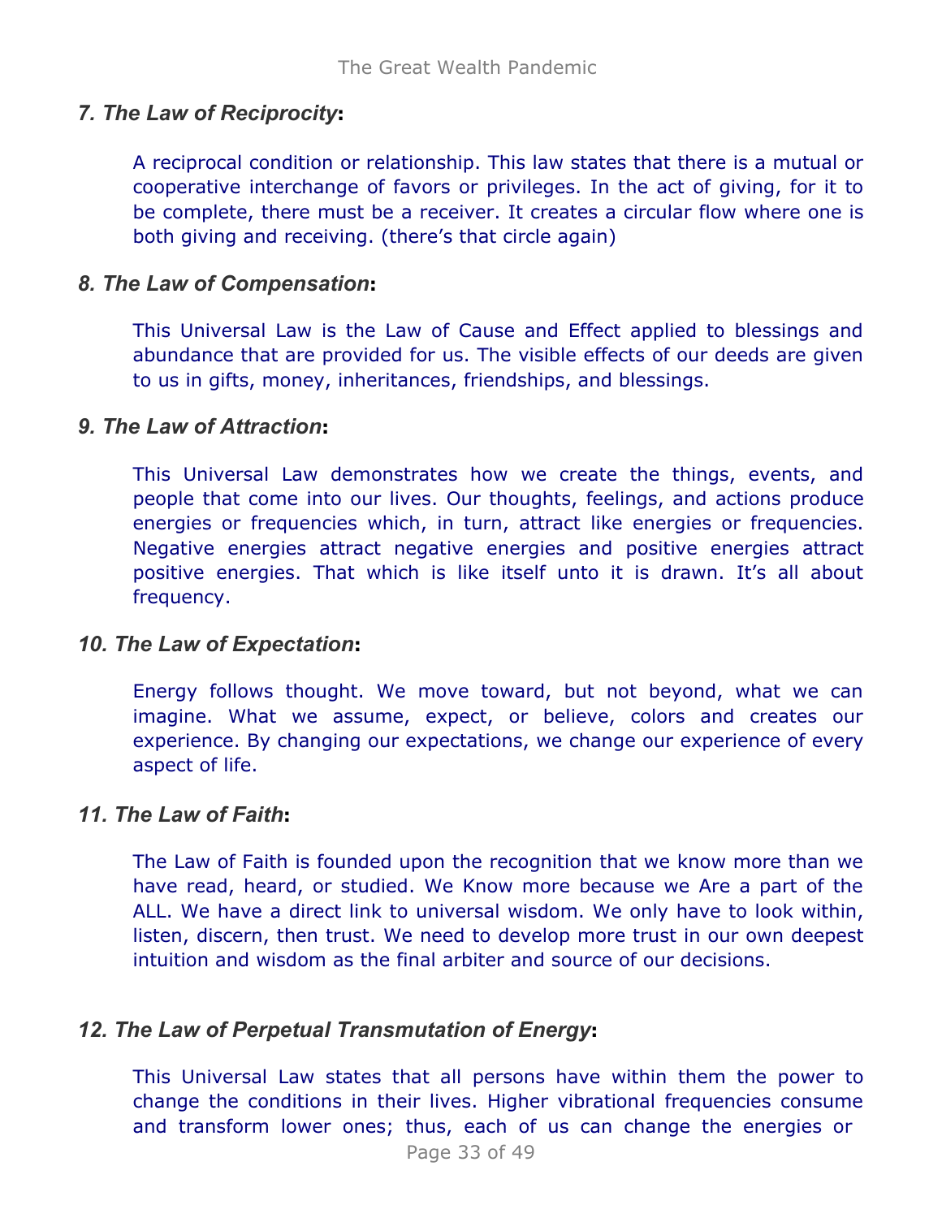***7. The Law of Reciprocity*:**

A reciprocal condition or relationship. This law states that there is a mutual or cooperative interchange of favors or privileges. In the act of giving, for it to be complete, there must be a receiver. It creates a circular flow where one is both giving and receiving. (there's that circle again)

***8. The Law of Compensation*:**

This Universal Law is the Law of Cause and Effect applied to blessings and abundance that are provided for us. The visible effects of our deeds are given to us in gifts, money, inheritances, friendships, and blessings.

***9. The Law of Attraction*:**

This Universal Law demonstrates how we create the things, events, and people that come into our lives. Our thoughts, feelings, and actions produce energies or frequencies which, in turn, attract like energies or frequencies. Negative energies attract negative energies and positive energies attract positive energies. That which is like itself unto it is drawn. It's all about frequency.

***10. The Law of Expectation*:**

Energy follows thought. We move toward, but not beyond, what we can imagine. What we assume, expect, or believe, colors and creates our experience. By changing our expectations, we change our experience of every aspect of life.

***11. The Law of Faith*:**

The Law of Faith is founded upon the recognition that we know more than we have read, heard, or studied. We Know more because we Are a part of the ALL. We have a direct link to universal wisdom. We only have to look within, listen, discern, then trust. We need to develop more trust in our own deepest intuition and wisdom as the final arbiter and source of our decisions.

***12. The Law of Perpetual Transmutation of Energy*:**

This Universal Law states that all persons have within them the power to change the conditions in their lives. Higher vibrational frequencies consume and transform lower ones; thus, each of us can change the energies or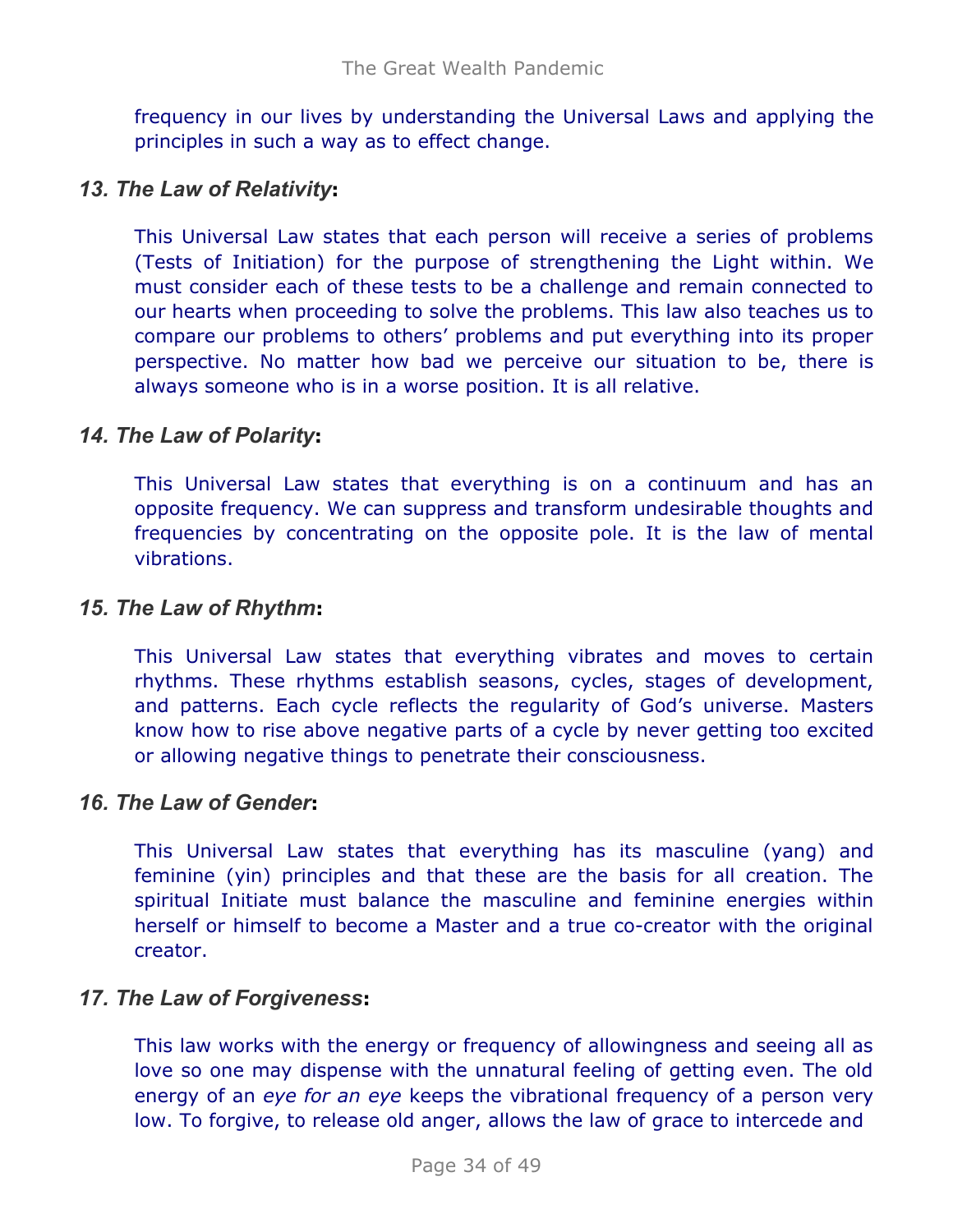frequency in our lives by understanding the Universal Laws and applying the principles in such a way as to effect change.

### *13. The Law of Relativity*:

This Universal Law states that each person will receive a series of problems (Tests of Initiation) for the purpose of strengthening the Light within. We must consider each of these tests to be a challenge and remain connected to our hearts when proceeding to solve the problems. This law also teaches us to compare our problems to others' problems and put everything into its proper perspective. No matter how bad we perceive our situation to be, there is always someone who is in a worse position. It is all relative.

### *14. The Law of Polarity*:

This Universal Law states that everything is on a continuum and has an opposite frequency. We can suppress and transform undesirable thoughts and frequencies by concentrating on the opposite pole. It is the law of mental vibrations.

### *15. The Law of Rhythm*:

This Universal Law states that everything vibrates and moves to certain rhythms. These rhythms establish seasons, cycles, stages of development, and patterns. Each cycle reflects the regularity of God's universe. Masters know how to rise above negative parts of a cycle by never getting too excited or allowing negative things to penetrate their consciousness.

### *16. The Law of Gender*:

This Universal Law states that everything has its masculine (yang) and feminine (yin) principles and that these are the basis for all creation. The spiritual Initiate must balance the masculine and feminine energies within herself or himself to become a Master and a true co-creator with the original creator.

### *17. The Law of Forgiveness*:

This law works with the energy or frequency of allowingness and seeing all as love so one may dispense with the unnatural feeling of getting even. The old energy of an *eye for an eye* keeps the vibrational frequency of a person very low. To forgive, to release old anger, allows the law of grace to intercede and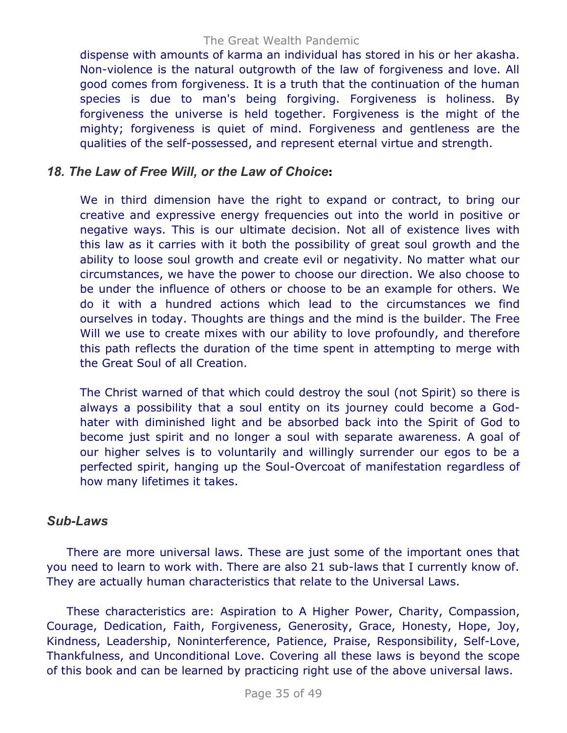dispense with amounts of karma an individual has stored in his or her akasha. Non-violence is the natural outgrowth of the law of forgiveness and love. All good comes from forgiveness. It is a truth that the continuation of the human species is due to man's being forgiving. Forgiveness is holiness. By forgiveness the universe is held together. Forgiveness is the might of the mighty; forgiveness is quiet of mind. Forgiveness and gentleness are the qualities of the self-possessed, and represent eternal virtue and strength.

### *18. The Law of Free Will, or the Law of Choice*:

We in third dimension have the right to expand or contract, to bring our creative and expressive energy frequencies out into the world in positive or negative ways. This is our ultimate decision. Not all of existence lives with this law as it carries with it both the possibility of great soul growth and the ability to loose soul growth and create evil or negativity. No matter what our circumstances, we have the power to choose our direction. We also choose to be under the influence of others or choose to be an example for others. We do it with a hundred actions which lead to the circumstances we find ourselves in today. Thoughts are things and the mind is the builder. The Free Will we use to create mixes with our ability to love profoundly, and therefore this path reflects the duration of the time spent in attempting to merge with the Great Soul of all Creation.

The Christ warned of that which could destroy the soul (not Spirit) so there is always a possibility that a soul entity on its journey could become a God-hater with diminished light and be absorbed back into the Spirit of God to become just spirit and no longer a soul with separate awareness. A goal of our higher selves is to voluntarily and willingly surrender our egos to be a perfected spirit, hanging up the Soul-Overcoat of manifestation regardless of how many lifetimes it takes.

### *Sub-Laws*

There are more universal laws. These are just some of the important ones that you need to learn to work with. There are also 21 sub-laws that I currently know of. They are actually human characteristics that relate to the Universal Laws.

These characteristics are: Aspiration to A Higher Power, Charity, Compassion, Courage, Dedication, Faith, Forgiveness, Generosity, Grace, Honesty, Hope, Joy, Kindness, Leadership, Noninterference, Patience, Praise, Responsibility, Self-Love, Thankfulness, and Unconditional Love. Covering all these laws is beyond the scope of this book and can be learned by practicing right use of the above universal laws.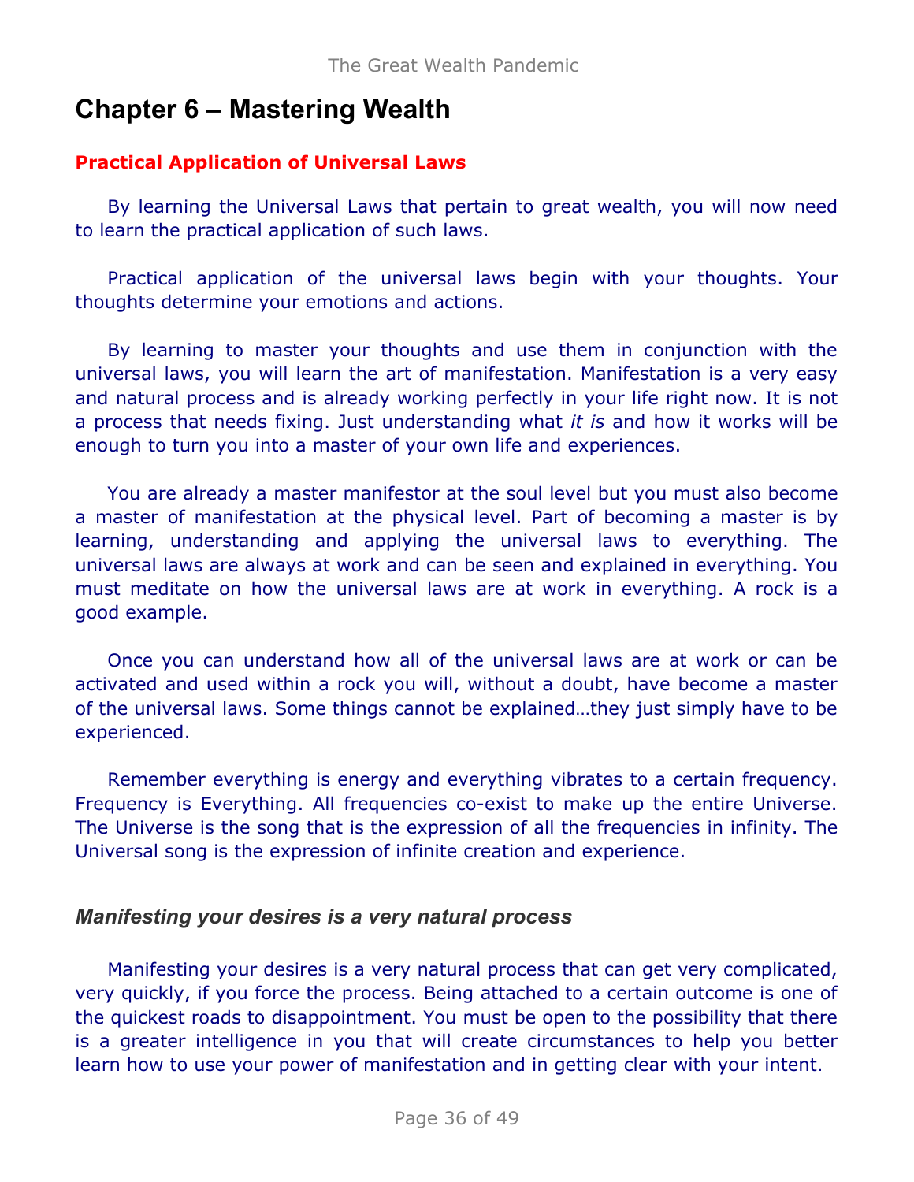# Chapter 6 – Mastering Wealth

## Practical Application of Universal Laws

By learning the Universal Laws that pertain to great wealth, you will now need to learn the practical application of such laws.

Practical application of the universal laws begin with your thoughts. Your thoughts determine your emotions and actions.

By learning to master your thoughts and use them in conjunction with the universal laws, you will learn the art of manifestation. Manifestation is a very easy and natural process and is already working perfectly in your life right now. It is not a process that needs fixing. Just understanding what *it is* and how it works will be enough to turn you into a master of your own life and experiences.

You are already a master manifestor at the soul level but you must also become a master of manifestation at the physical level. Part of becoming a master is by learning, understanding and applying the universal laws to everything. The universal laws are always at work and can be seen and explained in everything. You must meditate on how the universal laws are at work in everything. A rock is a good example.

Once you can understand how all of the universal laws are at work or can be activated and used within a rock you will, without a doubt, have become a master of the universal laws. Some things cannot be explained…they just simply have to be experienced.

Remember everything is energy and everything vibrates to a certain frequency. Frequency is Everything. All frequencies co-exist to make up the entire Universe. The Universe is the song that is the expression of all the frequencies in infinity. The Universal song is the expression of infinite creation and experience.

### *Manifesting your desires is a very natural process*

Manifesting your desires is a very natural process that can get very complicated, very quickly, if you force the process. Being attached to a certain outcome is one of the quickest roads to disappointment. You must be open to the possibility that there is a greater intelligence in you that will create circumstances to help you better learn how to use your power of manifestation and in getting clear with your intent.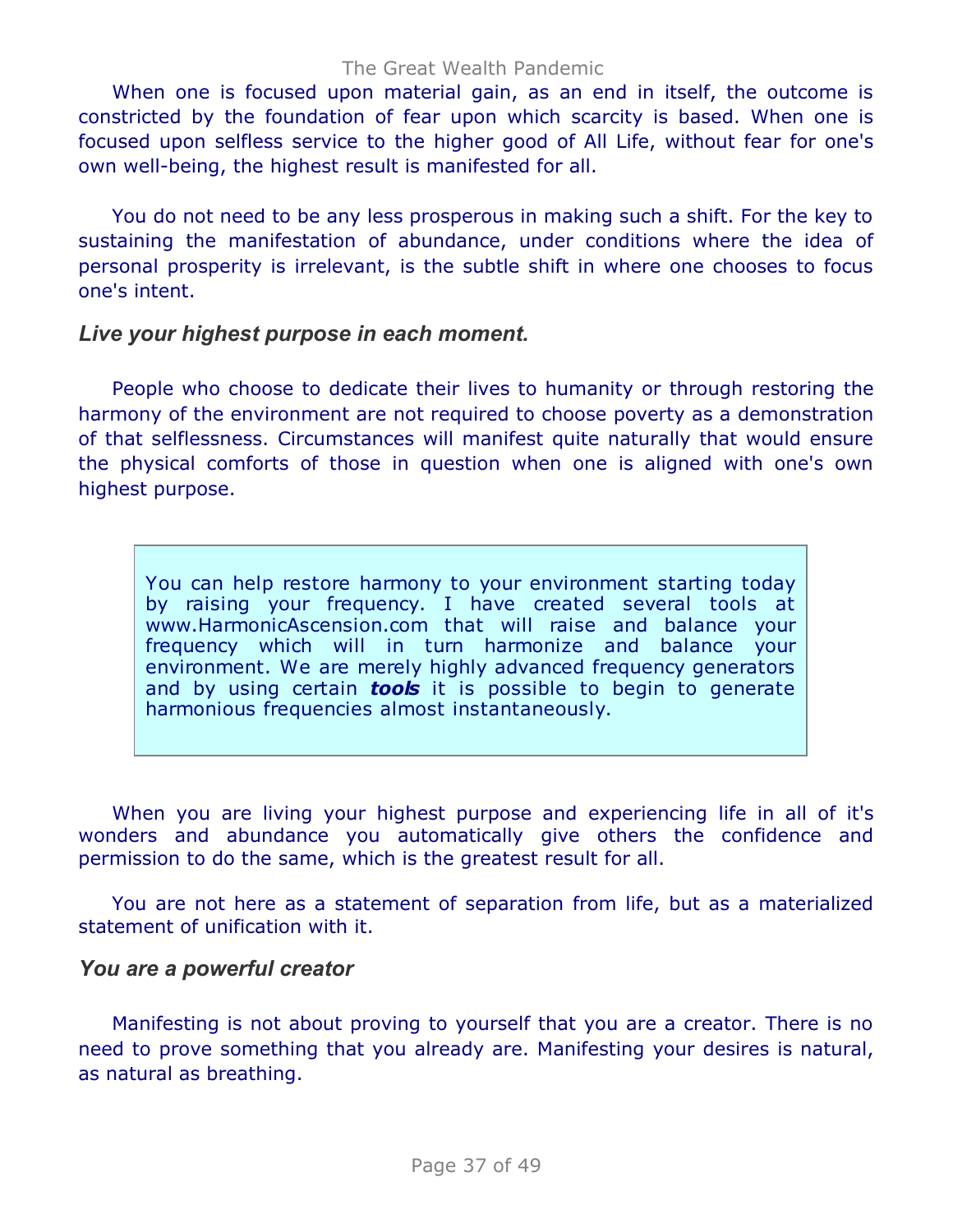When one is focused upon material gain, as an end in itself, the outcome is constricted by the foundation of fear upon which scarcity is based. When one is focused upon selfless service to the higher good of All Life, without fear for one's own well-being, the highest result is manifested for all.

You do not need to be any less prosperous in making such a shift. For the key to sustaining the manifestation of abundance, under conditions where the idea of personal prosperity is irrelevant, is the subtle shift in where one chooses to focus one's intent.

### *Live your highest purpose in each moment.*

People who choose to dedicate their lives to humanity or through restoring the harmony of the environment are not required to choose poverty as a demonstration of that selflessness. Circumstances will manifest quite naturally that would ensure the physical comforts of those in question when one is aligned with one's own highest purpose.

> You can help restore harmony to your environment starting today by raising your frequency. I have created several tools at www.HarmonicAscension.com that will raise and balance your frequency which will in turn harmonize and balance your environment. We are merely highly advanced frequency generators and by using certain ***tools*** it is possible to begin to generate harmonious frequencies almost instantaneously.

When you are living your highest purpose and experiencing life in all of it's wonders and abundance you automatically give others the confidence and permission to do the same, which is the greatest result for all.

You are not here as a statement of separation from life, but as a materialized statement of unification with it.

### *You are a powerful creator*

Manifesting is not about proving to yourself that you are a creator. There is no need to prove something that you already are. Manifesting your desires is natural, as natural as breathing.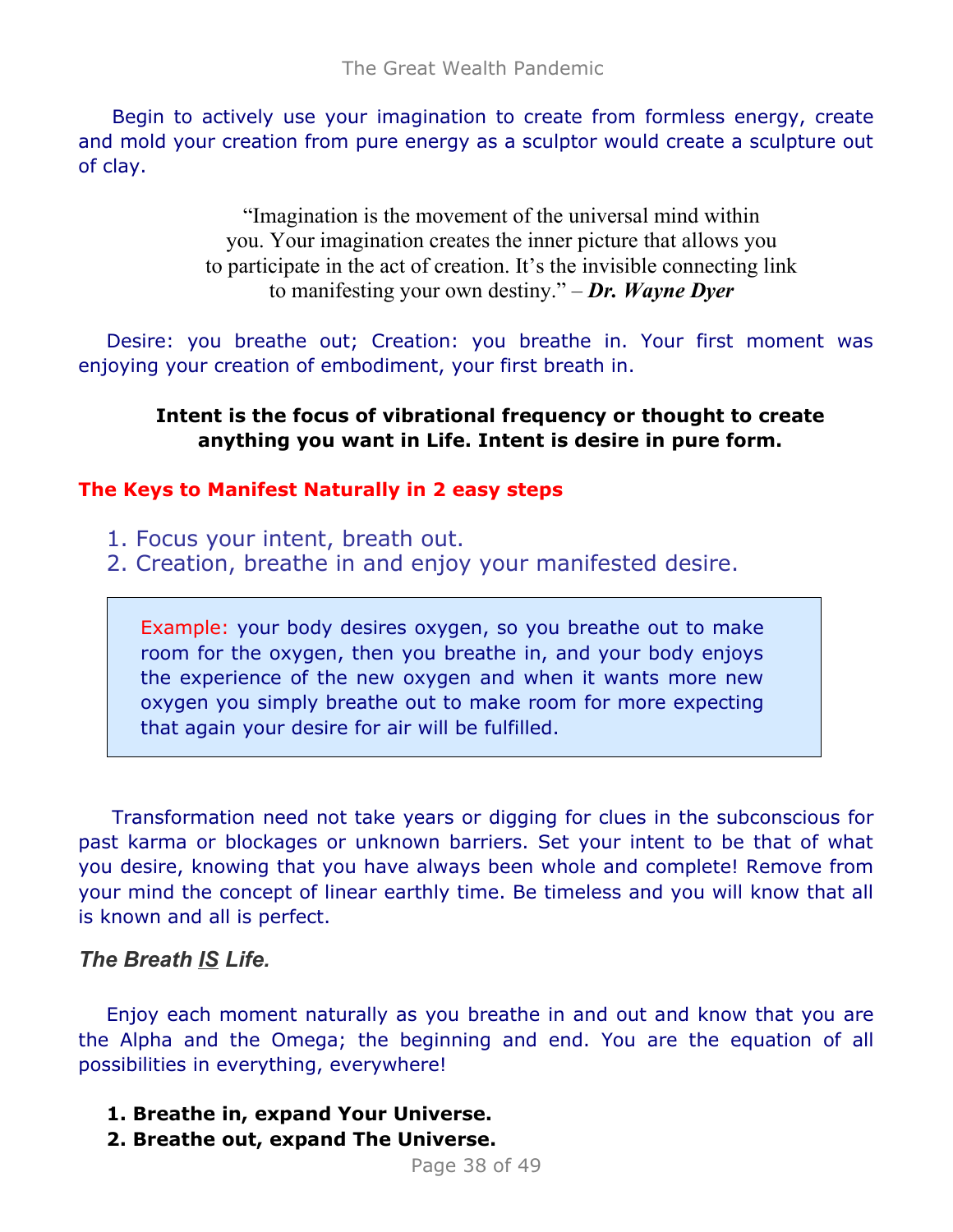Begin to actively use your imagination to create from formless energy, create and mold your creation from pure energy as a sculptor would create a sculpture out of clay.

> "Imagination is the movement of the universal mind within you. Your imagination creates the inner picture that allows you to participate in the act of creation. It's the invisible connecting link to manifesting your own destiny." – ***Dr. Wayne Dyer***

Desire: you breathe out; Creation: you breathe in. Your first moment was enjoying your creation of embodiment, your first breath in.

**Intent is the focus of vibrational frequency or thought to create anything you want in Life. Intent is desire in pure form.**

**The Keys to Manifest Naturally in 2 easy steps**

1. Focus your intent, breath out.
2. Creation, breathe in and enjoy your manifested desire.

> Example: your body desires oxygen, so you breathe out to make room for the oxygen, then you breathe in, and your body enjoys the experience of the new oxygen and when it wants more new oxygen you simply breathe out to make room for more expecting that again your desire for air will be fulfilled.

Transformation need not take years or digging for clues in the subconscious for past karma or blockages or unknown barriers. Set your intent to be that of what you desire, knowing that you have always been whole and complete! Remove from your mind the concept of linear earthly time. Be timeless and you will know that all is known and all is perfect.

***The Breath <u>IS</u> Life.***

Enjoy each moment naturally as you breathe in and out and know that you are the Alpha and the Omega; the beginning and end. You are the equation of all possibilities in everything, everywhere!

1. **Breathe in, expand Your Universe.**
2. **Breathe out, expand The Universe.**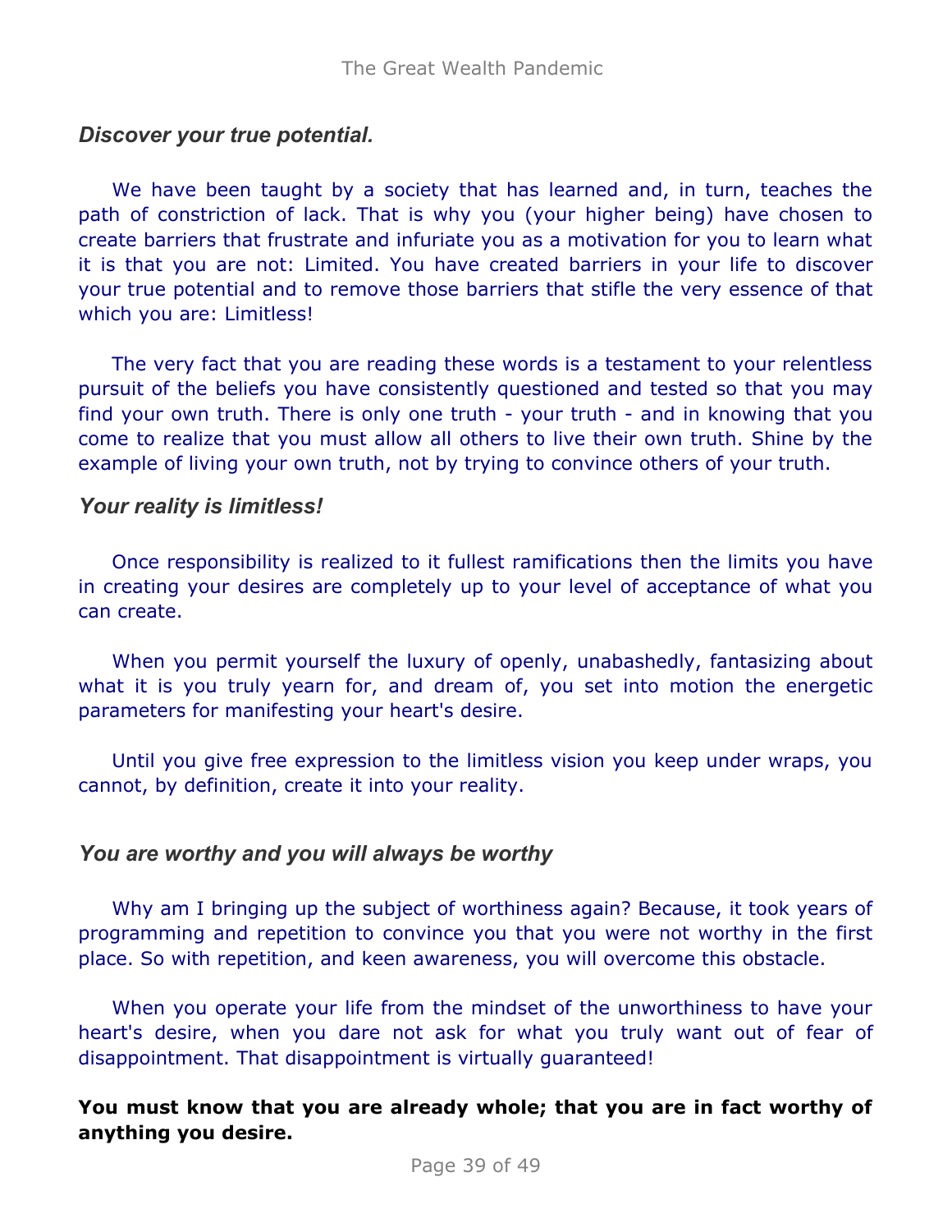### *Discover your true potential.*

We have been taught by a society that has learned and, in turn, teaches the path of constriction of lack. That is why you (your higher being) have chosen to create barriers that frustrate and infuriate you as a motivation for you to learn what it is that you are not: Limited. You have created barriers in your life to discover your true potential and to remove those barriers that stifle the very essence of that which you are: Limitless!

The very fact that you are reading these words is a testament to your relentless pursuit of the beliefs you have consistently questioned and tested so that you may find your own truth. There is only one truth - your truth - and in knowing that you come to realize that you must allow all others to live their own truth. Shine by the example of living your own truth, not by trying to convince others of your truth.

### *Your reality is limitless!*

Once responsibility is realized to it fullest ramifications then the limits you have in creating your desires are completely up to your level of acceptance of what you can create.

When you permit yourself the luxury of openly, unabashedly, fantasizing about what it is you truly yearn for, and dream of, you set into motion the energetic parameters for manifesting your heart's desire.

Until you give free expression to the limitless vision you keep under wraps, you cannot, by definition, create it into your reality.

### *You are worthy and you will always be worthy*

Why am I bringing up the subject of worthiness again? Because, it took years of programming and repetition to convince you that you were not worthy in the first place. So with repetition, and keen awareness, you will overcome this obstacle.

When you operate your life from the mindset of the unworthiness to have your heart's desire, when you dare not ask for what you truly want out of fear of disappointment. That disappointment is virtually guaranteed!

**You must know that you are already whole; that you are in fact worthy of anything you desire.**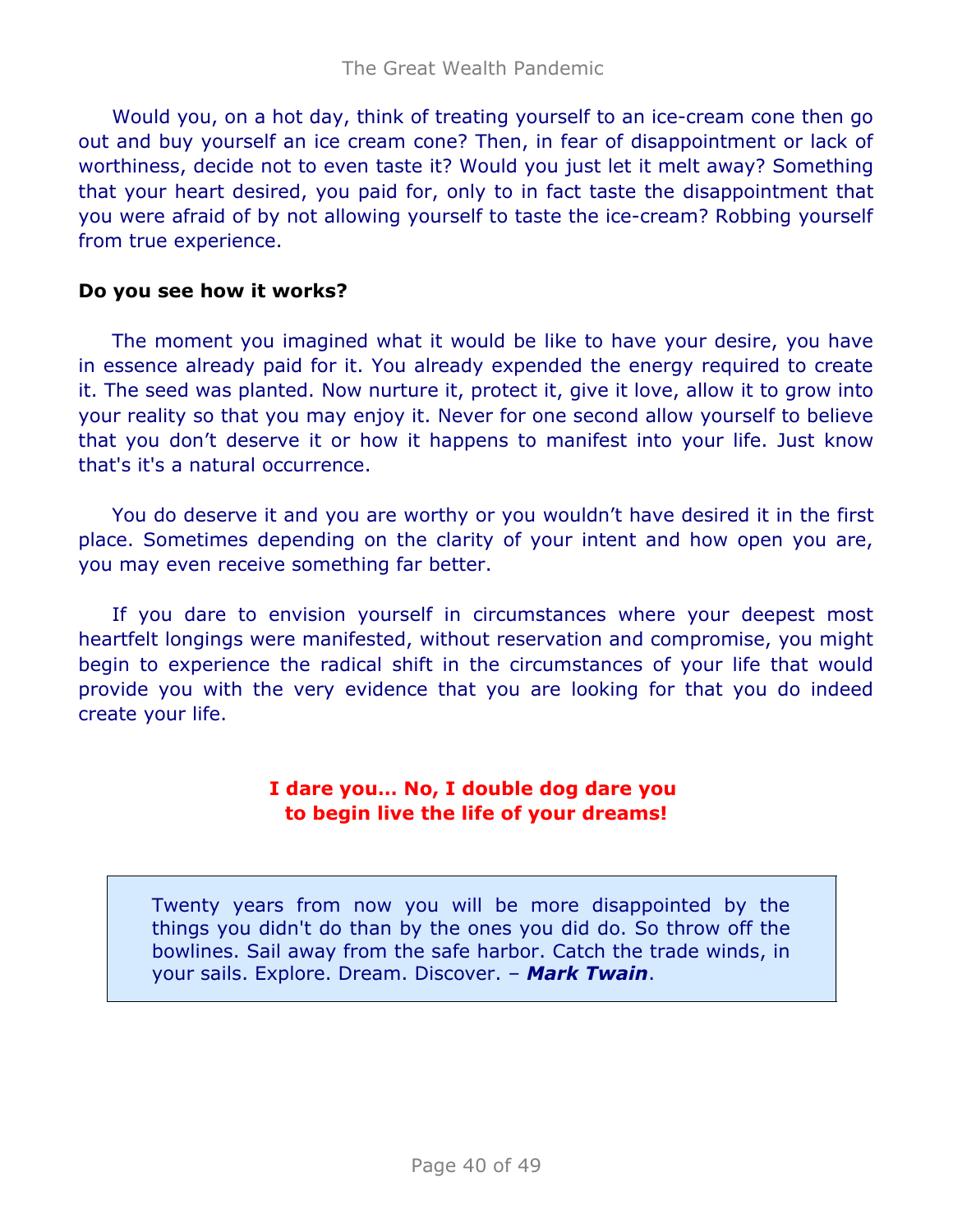Would you, on a hot day, think of treating yourself to an ice-cream cone then go out and buy yourself an ice cream cone? Then, in fear of disappointment or lack of worthiness, decide not to even taste it? Would you just let it melt away? Something that your heart desired, you paid for, only to in fact taste the disappointment that you were afraid of by not allowing yourself to taste the ice-cream? Robbing yourself from true experience.

**Do you see how it works?**

The moment you imagined what it would be like to have your desire, you have in essence already paid for it. You already expended the energy required to create it. The seed was planted. Now nurture it, protect it, give it love, allow it to grow into your reality so that you may enjoy it. Never for one second allow yourself to believe that you don't deserve it or how it happens to manifest into your life. Just know that's it's a natural occurrence.

You do deserve it and you are worthy or you wouldn't have desired it in the first place. Sometimes depending on the clarity of your intent and how open you are, you may even receive something far better.

If you dare to envision yourself in circumstances where your deepest most heartfelt longings were manifested, without reservation and compromise, you might begin to experience the radical shift in the circumstances of your life that would provide you with the very evidence that you are looking for that you do indeed create your life.

**I dare you… No, I double dog dare you to begin live the life of your dreams!**

> Twenty years from now you will be more disappointed by the things you didn't do than by the ones you did do. So throw off the bowlines. Sail away from the safe harbor. Catch the trade winds, in your sails. Explore. Dream. Discover. – ***Mark Twain***.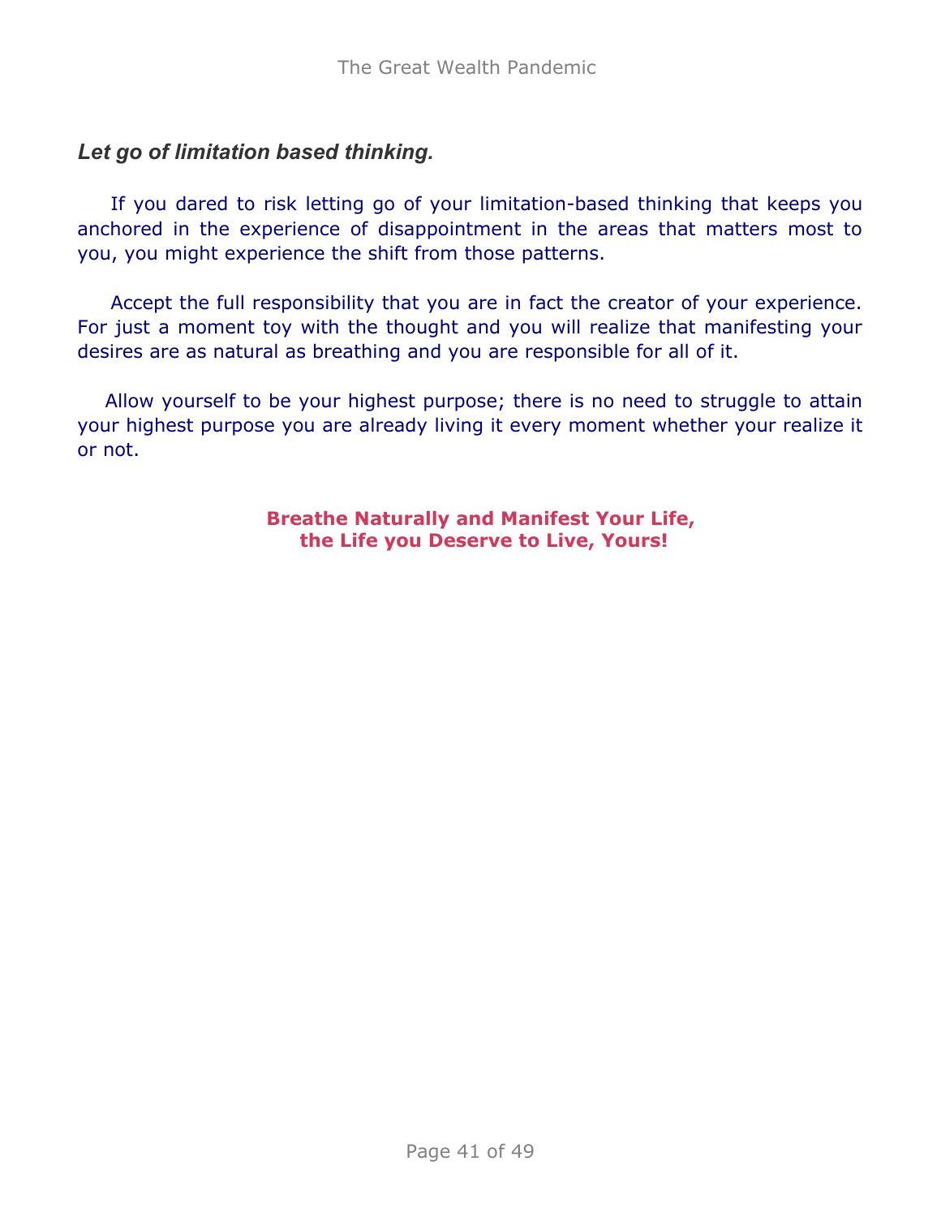***Let go of limitation based thinking.***

If you dared to risk letting go of your limitation-based thinking that keeps you anchored in the experience of disappointment in the areas that matters most to you, you might experience the shift from those patterns.

Accept the full responsibility that you are in fact the creator of your experience. For just a moment toy with the thought and you will realize that manifesting your desires are as natural as breathing and you are responsible for all of it.

Allow yourself to be your highest purpose; there is no need to struggle to attain your highest purpose you are already living it every moment whether your realize it or not.

**Breathe Naturally and Manifest Your Life,**
**the Life you Deserve to Live, Yours!**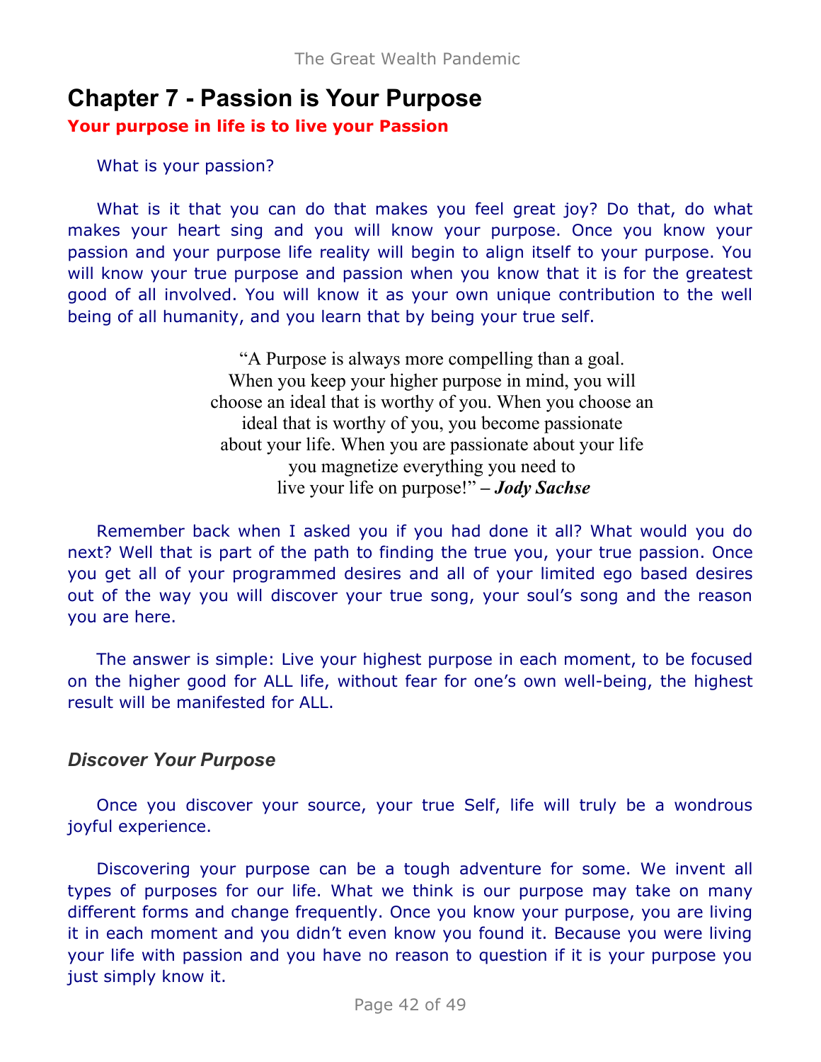# Chapter 7 - Passion is Your Purpose

**Your purpose in life is to live your Passion**

What is your passion?

What is it that you can do that makes you feel great joy? Do that, do what makes your heart sing and you will know your purpose. Once you know your passion and your purpose life reality will begin to align itself to your purpose. You will know your true purpose and passion when you know that it is for the greatest good of all involved. You will know it as your own unique contribution to the well being of all humanity, and you learn that by being your true self.

> "A Purpose is always more compelling than a goal. When you keep your higher purpose in mind, you will choose an ideal that is worthy of you. When you choose an ideal that is worthy of you, you become passionate about your life. When you are passionate about your life you magnetize everything you need to live your life on purpose!" – ***Jody Sachse***

Remember back when I asked you if you had done it all? What would you do next? Well that is part of the path to finding the true you, your true passion. Once you get all of your programmed desires and all of your limited ego based desires out of the way you will discover your true song, your soul's song and the reason you are here.

The answer is simple: Live your highest purpose in each moment, to be focused on the higher good for ALL life, without fear for one's own well-being, the highest result will be manifested for ALL.

### *Discover Your Purpose*

Once you discover your source, your true Self, life will truly be a wondrous joyful experience.

Discovering your purpose can be a tough adventure for some. We invent all types of purposes for our life. What we think is our purpose may take on many different forms and change frequently. Once you know your purpose, you are living it in each moment and you didn't even know you found it. Because you were living your life with passion and you have no reason to question if it is your purpose you just simply know it.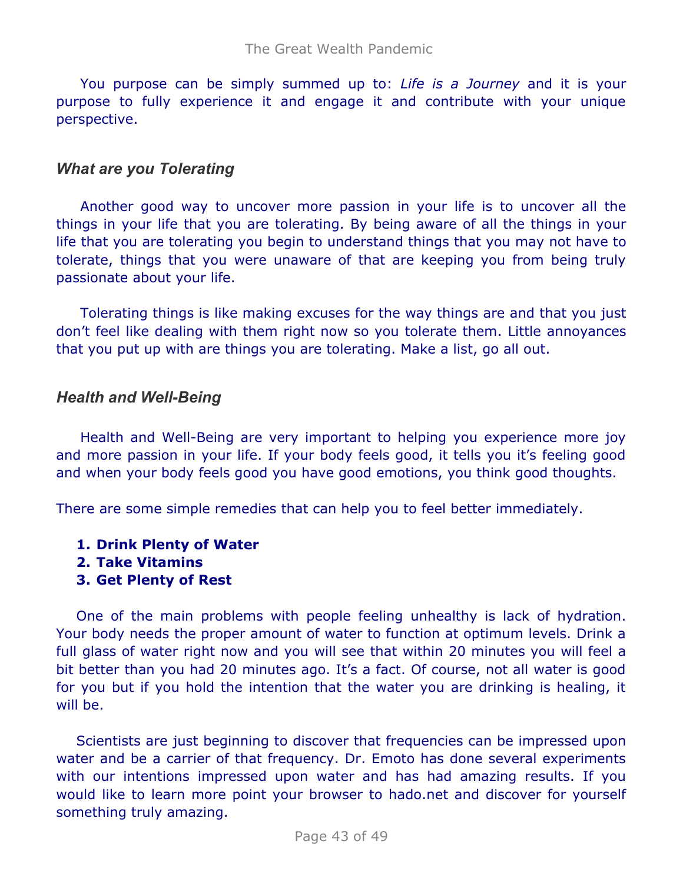You purpose can be simply summed up to: *Life is a Journey* and it is your purpose to fully experience it and engage it and contribute with your unique perspective.

### *What are you Tolerating*

Another good way to uncover more passion in your life is to uncover all the things in your life that you are tolerating. By being aware of all the things in your life that you are tolerating you begin to understand things that you may not have to tolerate, things that you were unaware of that are keeping you from being truly passionate about your life.

Tolerating things is like making excuses for the way things are and that you just don't feel like dealing with them right now so you tolerate them. Little annoyances that you put up with are things you are tolerating. Make a list, go all out.

### *Health and Well-Being*

Health and Well-Being are very important to helping you experience more joy and more passion in your life. If your body feels good, it tells you it's feeling good and when your body feels good you have good emotions, you think good thoughts.

There are some simple remedies that can help you to feel better immediately.

1. **Drink Plenty of Water**
2. **Take Vitamins**
3. **Get Plenty of Rest**

One of the main problems with people feeling unhealthy is lack of hydration. Your body needs the proper amount of water to function at optimum levels. Drink a full glass of water right now and you will see that within 20 minutes you will feel a bit better than you had 20 minutes ago. It's a fact. Of course, not all water is good for you but if you hold the intention that the water you are drinking is healing, it will be.

Scientists are just beginning to discover that frequencies can be impressed upon water and be a carrier of that frequency. Dr. Emoto has done several experiments with our intentions impressed upon water and has had amazing results. If you would like to learn more point your browser to hado.net and discover for yourself something truly amazing.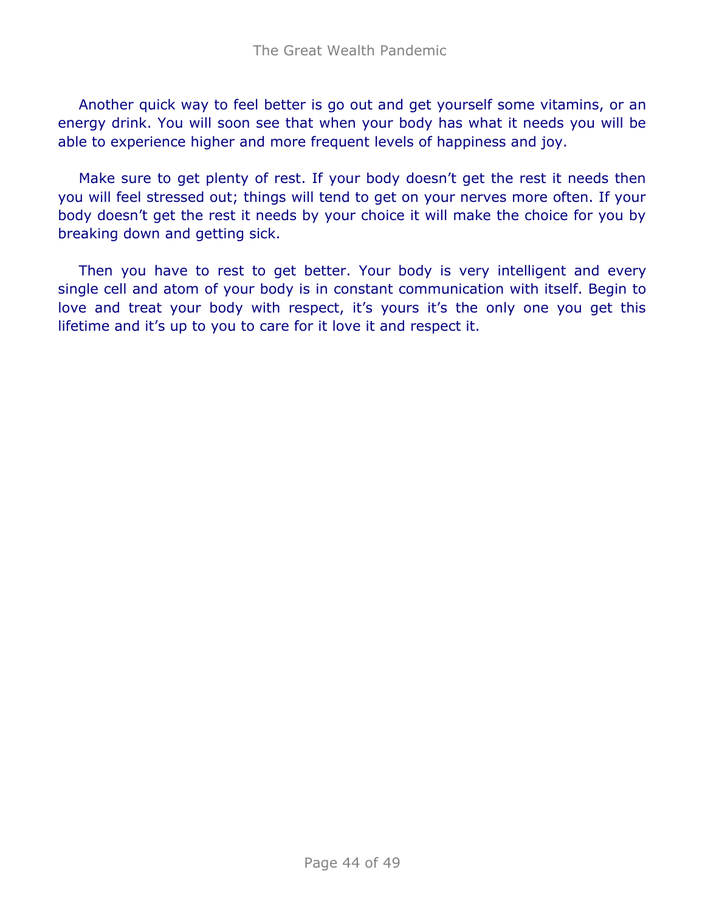Another quick way to feel better is go out and get yourself some vitamins, or an energy drink. You will soon see that when your body has what it needs you will be able to experience higher and more frequent levels of happiness and joy.

Make sure to get plenty of rest. If your body doesn't get the rest it needs then you will feel stressed out; things will tend to get on your nerves more often. If your body doesn't get the rest it needs by your choice it will make the choice for you by breaking down and getting sick.

Then you have to rest to get better. Your body is very intelligent and every single cell and atom of your body is in constant communication with itself. Begin to love and treat your body with respect, it's yours it's the only one you get this lifetime and it's up to you to care for it love it and respect it.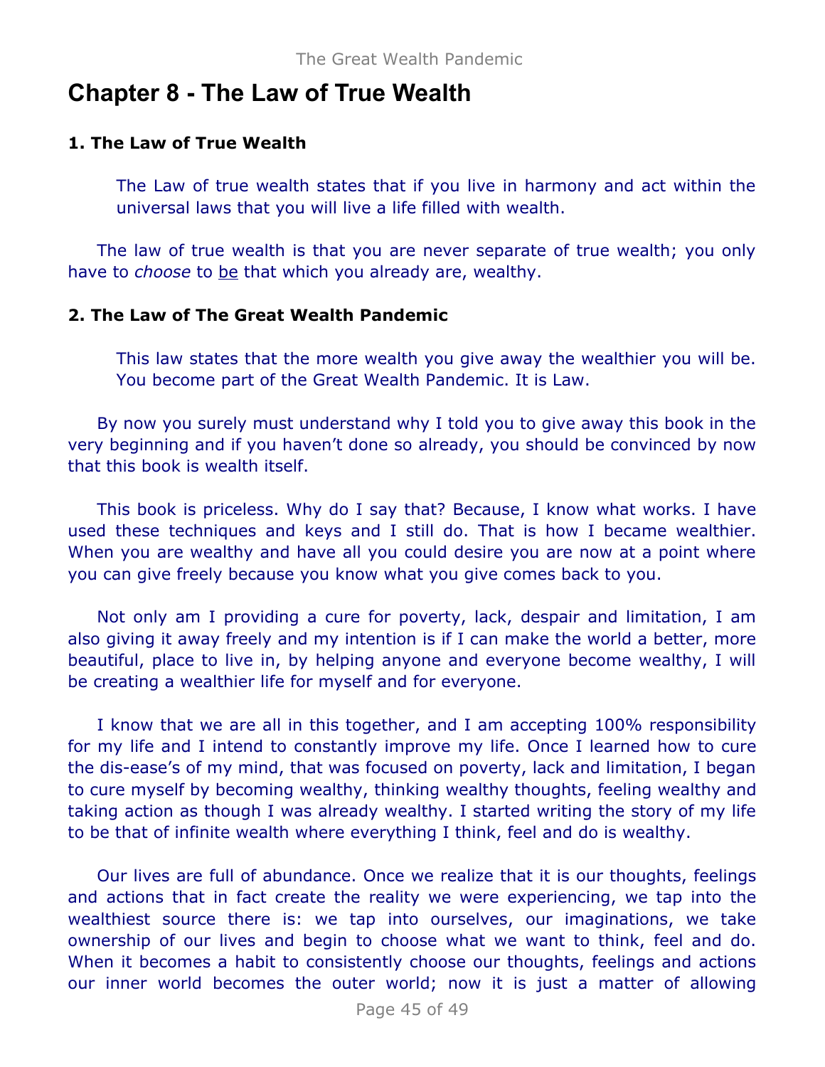# Chapter 8 - The Law of True Wealth

### 1. The Law of True Wealth

> The Law of true wealth states that if you live in harmony and act within the universal laws that you will live a life filled with wealth.

The law of true wealth is that you are never separate of true wealth; you only have to *choose* to <u>be</u> that which you already are, wealthy.

### 2. The Law of The Great Wealth Pandemic

> This law states that the more wealth you give away the wealthier you will be. You become part of the Great Wealth Pandemic. It is Law.

By now you surely must understand why I told you to give away this book in the very beginning and if you haven't done so already, you should be convinced by now that this book is wealth itself.

This book is priceless. Why do I say that? Because, I know what works. I have used these techniques and keys and I still do. That is how I became wealthier. When you are wealthy and have all you could desire you are now at a point where you can give freely because you know what you give comes back to you.

Not only am I providing a cure for poverty, lack, despair and limitation, I am also giving it away freely and my intention is if I can make the world a better, more beautiful, place to live in, by helping anyone and everyone become wealthy, I will be creating a wealthier life for myself and for everyone.

I know that we are all in this together, and I am accepting 100% responsibility for my life and I intend to constantly improve my life. Once I learned how to cure the dis-ease's of my mind, that was focused on poverty, lack and limitation, I began to cure myself by becoming wealthy, thinking wealthy thoughts, feeling wealthy and taking action as though I was already wealthy. I started writing the story of my life to be that of infinite wealth where everything I think, feel and do is wealthy.

Our lives are full of abundance. Once we realize that it is our thoughts, feelings and actions that in fact create the reality we were experiencing, we tap into the wealthiest source there is: we tap into ourselves, our imaginations, we take ownership of our lives and begin to choose what we want to think, feel and do. When it becomes a habit to consistently choose our thoughts, feelings and actions our inner world becomes the outer world; now it is just a matter of allowing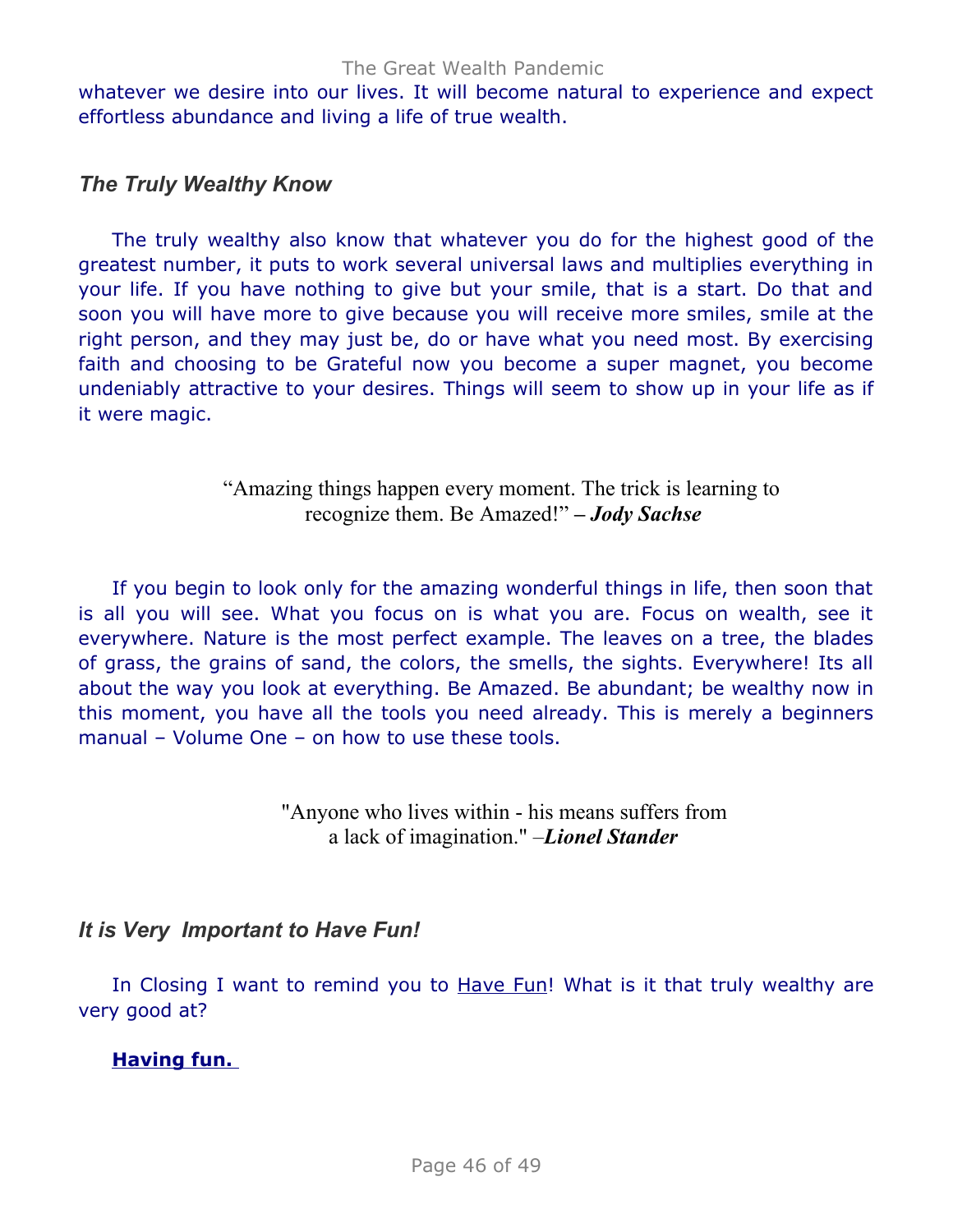whatever we desire into our lives. It will become natural to experience and expect effortless abundance and living a life of true wealth.

### *The Truly Wealthy Know*

The truly wealthy also know that whatever you do for the highest good of the greatest number, it puts to work several universal laws and multiplies everything in your life. If you have nothing to give but your smile, that is a start. Do that and soon you will have more to give because you will receive more smiles, smile at the right person, and they may just be, do or have what you need most. By exercising faith and choosing to be Grateful now you become a super magnet, you become undeniably attractive to your desires. Things will seem to show up in your life as if it were magic.

> “Amazing things happen every moment. The trick is learning to recognize them. Be Amazed!” – ***Jody Sachse***

If you begin to look only for the amazing wonderful things in life, then soon that is all you will see. What you focus on is what you are. Focus on wealth, see it everywhere. Nature is the most perfect example. The leaves on a tree, the blades of grass, the grains of sand, the colors, the smells, the sights. Everywhere! Its all about the way you look at everything. Be Amazed. Be abundant; be wealthy now in this moment, you have all the tools you need already. This is merely a beginners manual – Volume One – on how to use these tools.

> "Anyone who lives within - his means suffers from a lack of imagination." –***Lionel Stander***

### *It is Very Important to Have Fun!*

In Closing I want to remind you to Have Fun! What is it that truly wealthy are very good at?

**Having fun.**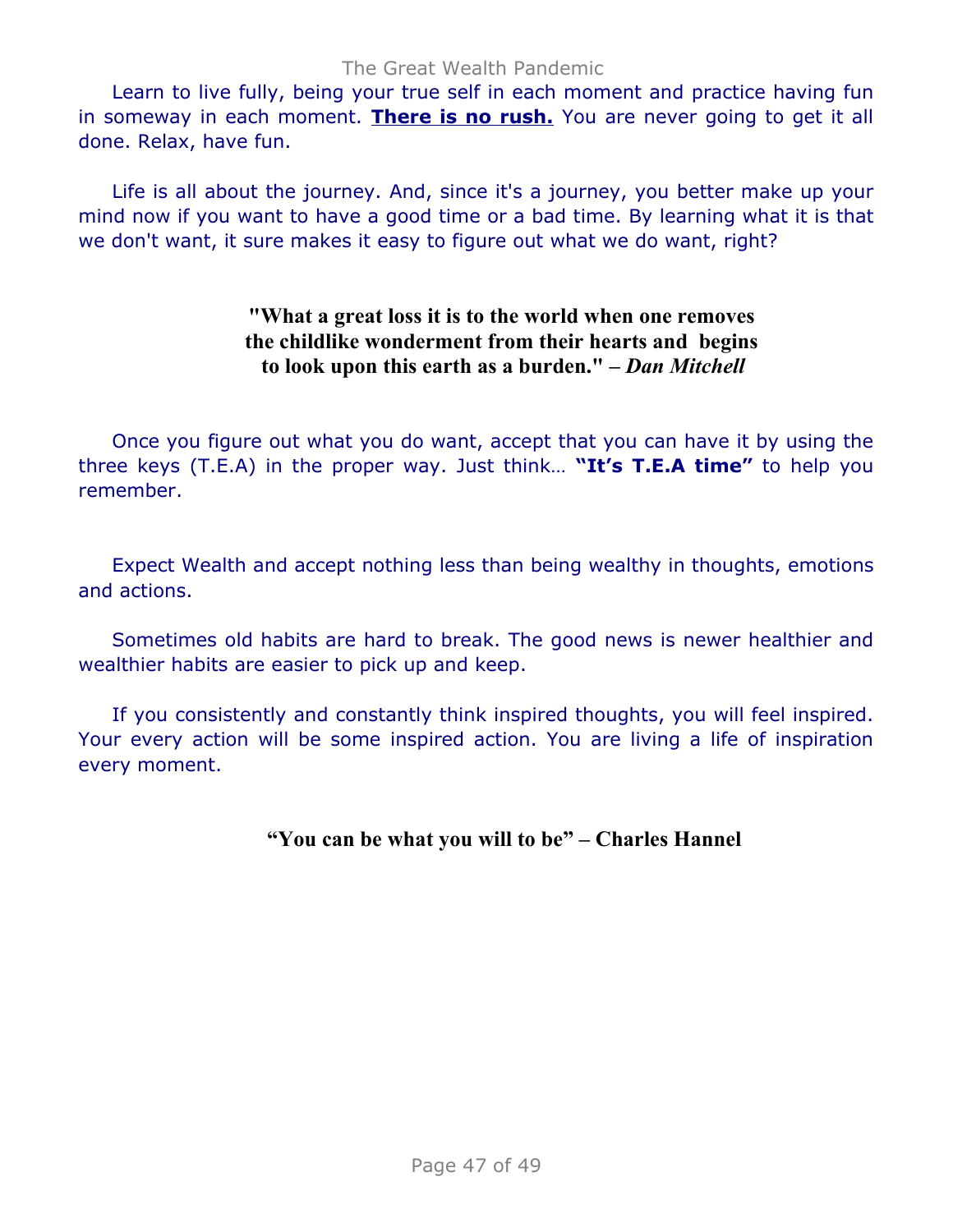Learn to live fully, being your true self in each moment and practice having fun in someway in each moment. **There is no rush.** You are never going to get it all done. Relax, have fun.

Life is all about the journey. And, since it's a journey, you better make up your mind now if you want to have a good time or a bad time. By learning what it is that we don't want, it sure makes it easy to figure out what we do want, right?

**"What a great loss it is to the world when one removes the childlike wonderment from their hearts and begins to look upon this earth as a burden." – *Dan Mitchell***

Once you figure out what you do want, accept that you can have it by using the three keys (T.E.A) in the proper way. Just think… **"It's T.E.A time"** to help you remember.

Expect Wealth and accept nothing less than being wealthy in thoughts, emotions and actions.

Sometimes old habits are hard to break. The good news is newer healthier and wealthier habits are easier to pick up and keep.

If you consistently and constantly think inspired thoughts, you will feel inspired. Your every action will be some inspired action. You are living a life of inspiration every moment.

**"You can be what you will to be" – Charles Hannel**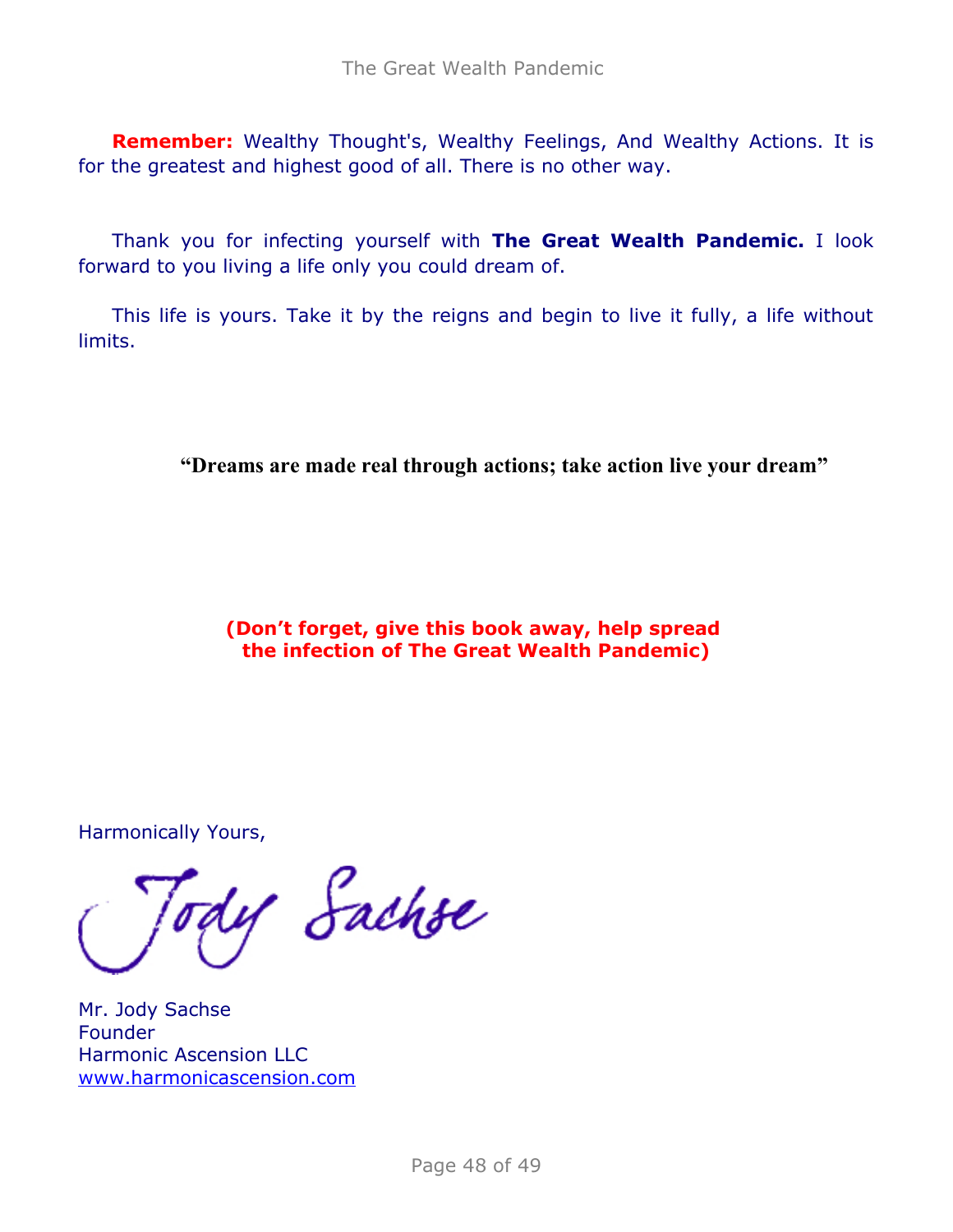**Remember:** Wealthy Thought's, Wealthy Feelings, And Wealthy Actions. It is for the greatest and highest good of all. There is no other way.

Thank you for infecting yourself with **The Great Wealth Pandemic.** I look forward to you living a life only you could dream of.

This life is yours. Take it by the reigns and begin to live it fully, a life without limits.

**"Dreams are made real through actions; take action live your dream"**

**(Don't forget, give this book away, help spread the infection of The Great Wealth Pandemic)**

Harmonically Yours,

Jody Sachse

Mr. Jody Sachse
Founder
Harmonic Ascension LLC
www.harmonicascension.com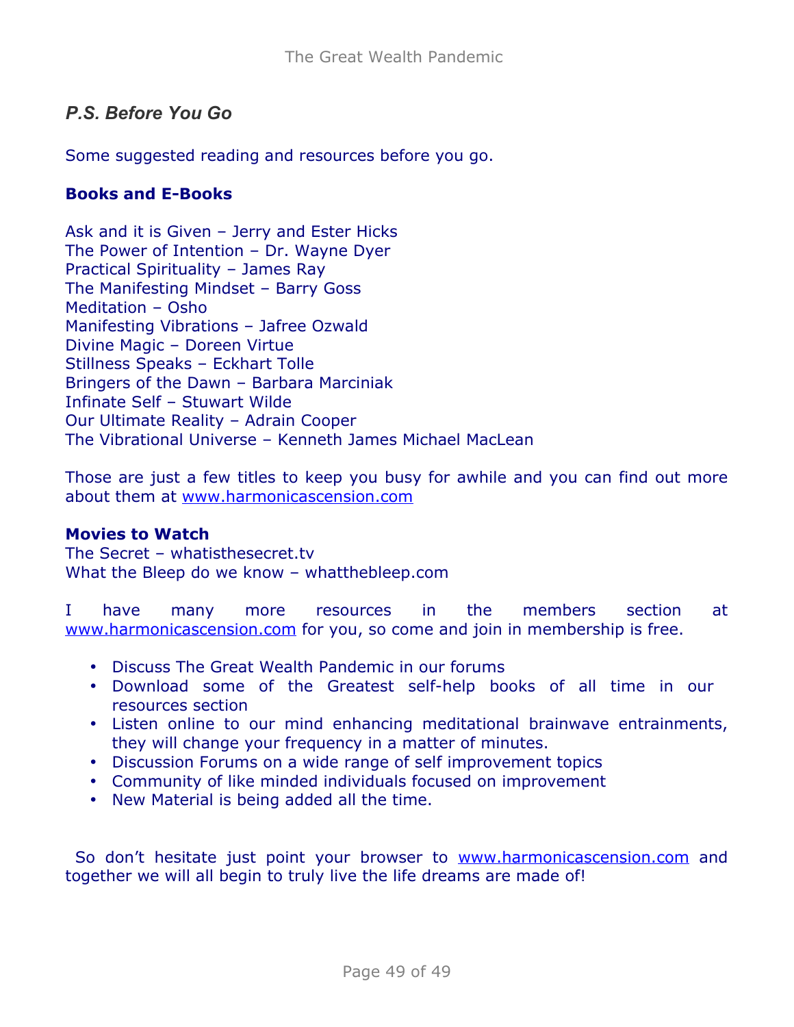## *P.S. Before You Go*

Some suggested reading and resources before you go.

**Books and E-Books**

Ask and it is Given – Jerry and Ester Hicks
The Power of Intention – Dr. Wayne Dyer
Practical Spirituality – James Ray
The Manifesting Mindset – Barry Goss
Meditation – Osho
Manifesting Vibrations – Jafree Ozwald
Divine Magic – Doreen Virtue
Stillness Speaks – Eckhart Tolle
Bringers of the Dawn – Barbara Marciniak
Infinate Self – Stuwart Wilde
Our Ultimate Reality – Adrain Cooper
The Vibrational Universe – Kenneth James Michael MacLean

Those are just a few titles to keep you busy for awhile and you can find out more about them at www.harmonicascension.com

**Movies to Watch**
The Secret – whatisthesecret.tv
What the Bleep do we know – whatthebleep.com

I have many more resources in the members section at www.harmonicascension.com for you, so come and join in membership is free.

- Discuss The Great Wealth Pandemic in our forums
- Download some of the Greatest self-help books of all time in our resources section
- Listen online to our mind enhancing meditational brainwave entrainments, they will change your frequency in a matter of minutes.
- Discussion Forums on a wide range of self improvement topics
- Community of like minded individuals focused on improvement
- New Material is being added all the time.

So don't hesitate just point your browser to www.harmonicascension.com and together we will all begin to truly live the life dreams are made of!